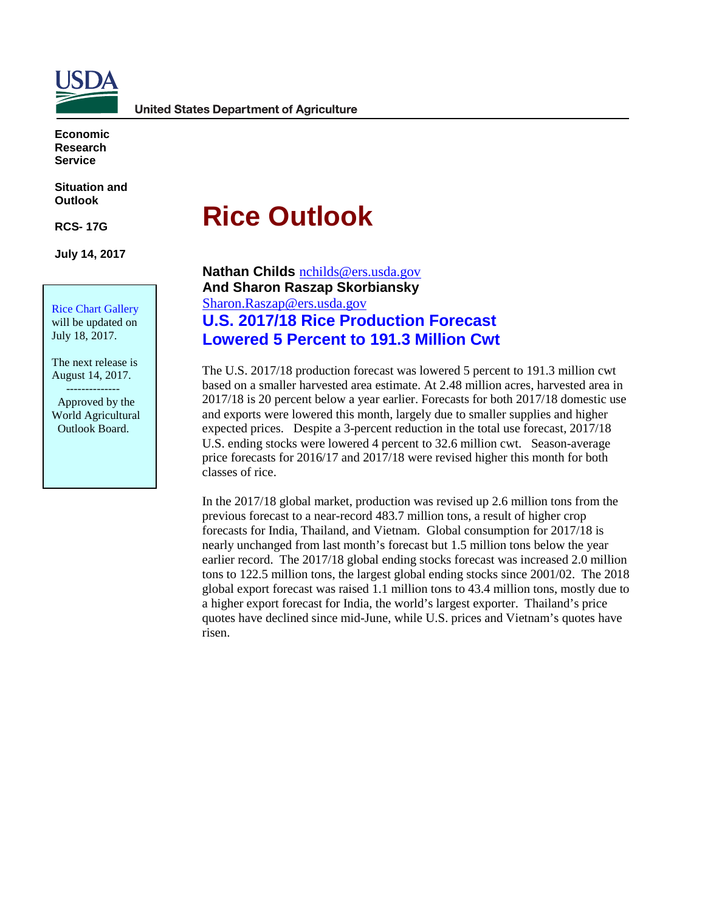**United States Department of Agriculture**

**Economic Research Service**

**Situation and Outlook**

**RCS- 17G**

**July 14, 2017**

Rice Chart Gallery will be updated on July 18, 2017.

The next release is August 14, 2017.

--------------

Approved by the World Agricultural Outlook Board.

# Rice Outlook

**Nathan Childs** nchilds@ers.usda.gov
**And Sharon Raszap Skorbiansky**
Sharon.Raszap@ers.usda.gov

## U.S. 2017/18 Rice Production Forecast Lowered 5 Percent to 191.3 Million Cwt

The U.S. 2017/18 production forecast was lowered 5 percent to 191.3 million cwt based on a smaller harvested area estimate. At 2.48 million acres, harvested area in 2017/18 is 20 percent below a year earlier. Forecasts for both 2017/18 domestic use and exports were lowered this month, largely due to smaller supplies and higher expected prices. Despite a 3-percent reduction in the total use forecast, 2017/18 U.S. ending stocks were lowered 4 percent to 32.6 million cwt. Season-average price forecasts for 2016/17 and 2017/18 were revised higher this month for both classes of rice.

In the 2017/18 global market, production was revised up 2.6 million tons from the previous forecast to a near-record 483.7 million tons, a result of higher crop forecasts for India, Thailand, and Vietnam. Global consumption for 2017/18 is nearly unchanged from last month's forecast but 1.5 million tons below the year earlier record. The 2017/18 global ending stocks forecast was increased 2.0 million tons to 122.5 million tons, the largest global ending stocks since 2001/02. The 2018 global export forecast was raised 1.1 million tons to 43.4 million tons, mostly due to a higher export forecast for India, the world's largest exporter. Thailand's price quotes have declined since mid-June, while U.S. prices and Vietnam's quotes have risen.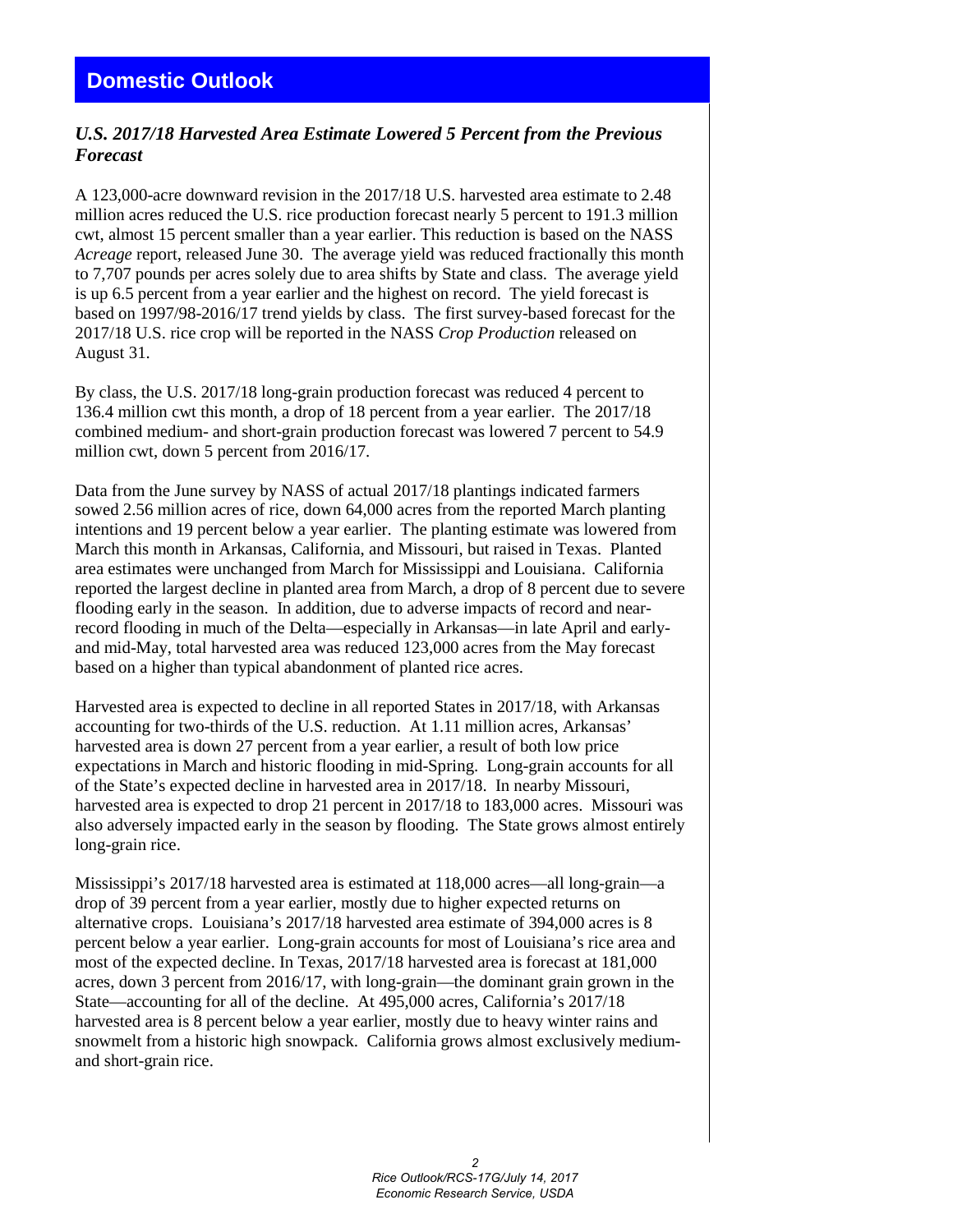## Domestic Outlook

### *U.S. 2017/18 Harvested Area Estimate Lowered 5 Percent from the Previous Forecast*

A 123,000-acre downward revision in the 2017/18 U.S. harvested area estimate to 2.48 million acres reduced the U.S. rice production forecast nearly 5 percent to 191.3 million cwt, almost 15 percent smaller than a year earlier. This reduction is based on the NASS *Acreage* report, released June 30. The average yield was reduced fractionally this month to 7,707 pounds per acres solely due to area shifts by State and class. The average yield is up 6.5 percent from a year earlier and the highest on record. The yield forecast is based on 1997/98-2016/17 trend yields by class. The first survey-based forecast for the 2017/18 U.S. rice crop will be reported in the NASS *Crop Production* released on August 31.

By class, the U.S. 2017/18 long-grain production forecast was reduced 4 percent to 136.4 million cwt this month, a drop of 18 percent from a year earlier. The 2017/18 combined medium- and short-grain production forecast was lowered 7 percent to 54.9 million cwt, down 5 percent from 2016/17.

Data from the June survey by NASS of actual 2017/18 plantings indicated farmers sowed 2.56 million acres of rice, down 64,000 acres from the reported March planting intentions and 19 percent below a year earlier. The planting estimate was lowered from March this month in Arkansas, California, and Missouri, but raised in Texas. Planted area estimates were unchanged from March for Mississippi and Louisiana. California reported the largest decline in planted area from March, a drop of 8 percent due to severe flooding early in the season. In addition, due to adverse impacts of record and near-record flooding in much of the Delta—especially in Arkansas—in late April and early- and mid-May, total harvested area was reduced 123,000 acres from the May forecast based on a higher than typical abandonment of planted rice acres.

Harvested area is expected to decline in all reported States in 2017/18, with Arkansas accounting for two-thirds of the U.S. reduction. At 1.11 million acres, Arkansas' harvested area is down 27 percent from a year earlier, a result of both low price expectations in March and historic flooding in mid-Spring. Long-grain accounts for all of the State's expected decline in harvested area in 2017/18. In nearby Missouri, harvested area is expected to drop 21 percent in 2017/18 to 183,000 acres. Missouri was also adversely impacted early in the season by flooding. The State grows almost entirely long-grain rice.

Mississippi's 2017/18 harvested area is estimated at 118,000 acres—all long-grain—a drop of 39 percent from a year earlier, mostly due to higher expected returns on alternative crops. Louisiana's 2017/18 harvested area estimate of 394,000 acres is 8 percent below a year earlier. Long-grain accounts for most of Louisiana's rice area and most of the expected decline. In Texas, 2017/18 harvested area is forecast at 181,000 acres, down 3 percent from 2016/17, with long-grain—the dominant grain grown in the State—accounting for all of the decline. At 495,000 acres, California's 2017/18 harvested area is 8 percent below a year earlier, mostly due to heavy winter rains and snowmelt from a historic high snowpack. California grows almost exclusively medium- and short-grain rice.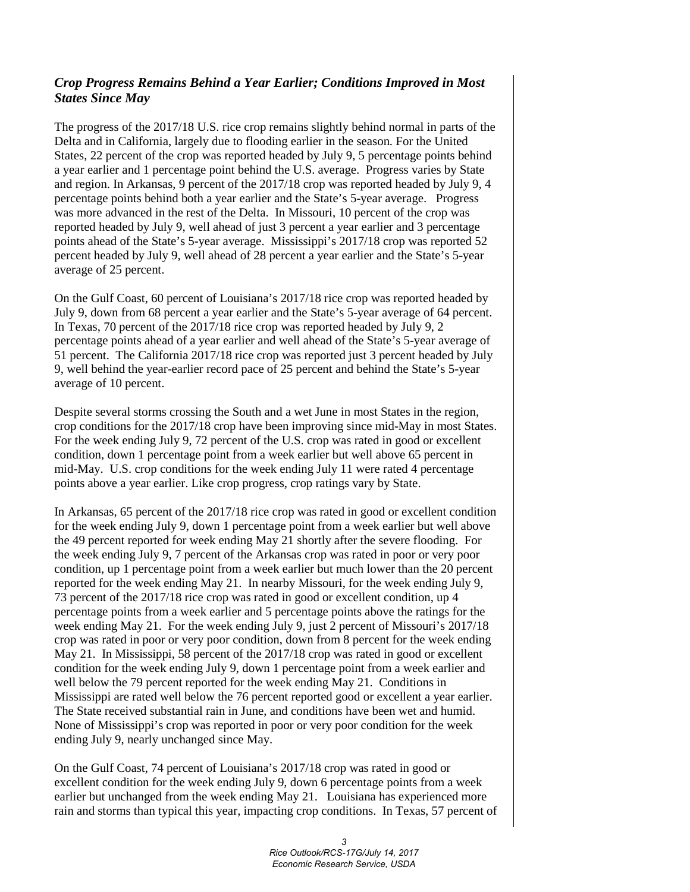### *Crop Progress Remains Behind a Year Earlier; Conditions Improved in Most States Since May*

The progress of the 2017/18 U.S. rice crop remains slightly behind normal in parts of the Delta and in California, largely due to flooding earlier in the season. For the United States, 22 percent of the crop was reported headed by July 9, 5 percentage points behind a year earlier and 1 percentage point behind the U.S. average. Progress varies by State and region. In Arkansas, 9 percent of the 2017/18 crop was reported headed by July 9, 4 percentage points behind both a year earlier and the State's 5-year average. Progress was more advanced in the rest of the Delta. In Missouri, 10 percent of the crop was reported headed by July 9, well ahead of just 3 percent a year earlier and 3 percentage points ahead of the State's 5-year average. Mississippi's 2017/18 crop was reported 52 percent headed by July 9, well ahead of 28 percent a year earlier and the State's 5-year average of 25 percent.

On the Gulf Coast, 60 percent of Louisiana's 2017/18 rice crop was reported headed by July 9, down from 68 percent a year earlier and the State's 5-year average of 64 percent. In Texas, 70 percent of the 2017/18 rice crop was reported headed by July 9, 2 percentage points ahead of a year earlier and well ahead of the State's 5-year average of 51 percent. The California 2017/18 rice crop was reported just 3 percent headed by July 9, well behind the year-earlier record pace of 25 percent and behind the State's 5-year average of 10 percent.

Despite several storms crossing the South and a wet June in most States in the region, crop conditions for the 2017/18 crop have been improving since mid-May in most States. For the week ending July 9, 72 percent of the U.S. crop was rated in good or excellent condition, down 1 percentage point from a week earlier but well above 65 percent in mid-May. U.S. crop conditions for the week ending July 11 were rated 4 percentage points above a year earlier. Like crop progress, crop ratings vary by State.

In Arkansas, 65 percent of the 2017/18 rice crop was rated in good or excellent condition for the week ending July 9, down 1 percentage point from a week earlier but well above the 49 percent reported for week ending May 21 shortly after the severe flooding. For the week ending July 9, 7 percent of the Arkansas crop was rated in poor or very poor condition, up 1 percentage point from a week earlier but much lower than the 20 percent reported for the week ending May 21. In nearby Missouri, for the week ending July 9, 73 percent of the 2017/18 rice crop was rated in good or excellent condition, up 4 percentage points from a week earlier and 5 percentage points above the ratings for the week ending May 21. For the week ending July 9, just 2 percent of Missouri's 2017/18 crop was rated in poor or very poor condition, down from 8 percent for the week ending May 21. In Mississippi, 58 percent of the 2017/18 crop was rated in good or excellent condition for the week ending July 9, down 1 percentage point from a week earlier and well below the 79 percent reported for the week ending May 21. Conditions in Mississippi are rated well below the 76 percent reported good or excellent a year earlier. The State received substantial rain in June, and conditions have been wet and humid. None of Mississippi's crop was reported in poor or very poor condition for the week ending July 9, nearly unchanged since May.

On the Gulf Coast, 74 percent of Louisiana's 2017/18 crop was rated in good or excellent condition for the week ending July 9, down 6 percentage points from a week earlier but unchanged from the week ending May 21. Louisiana has experienced more rain and storms than typical this year, impacting crop conditions. In Texas, 57 percent of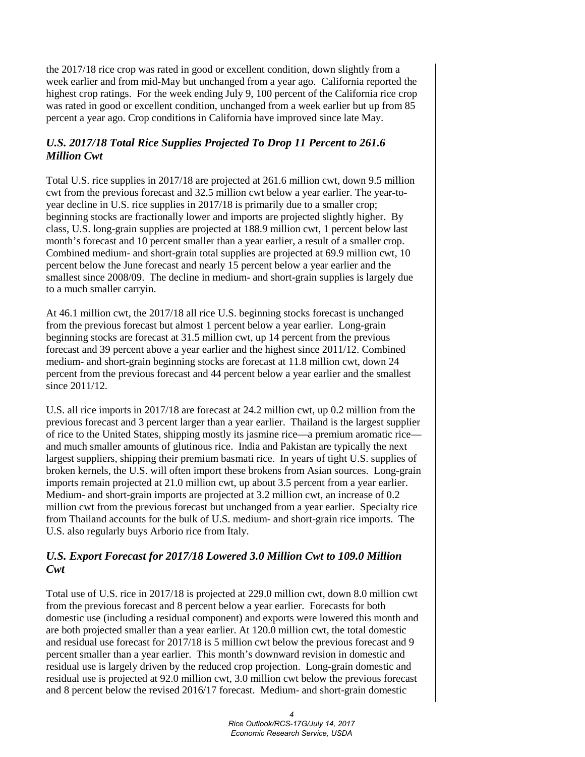the 2017/18 rice crop was rated in good or excellent condition, down slightly from a week earlier and from mid-May but unchanged from a year ago. California reported the highest crop ratings. For the week ending July 9, 100 percent of the California rice crop was rated in good or excellent condition, unchanged from a week earlier but up from 85 percent a year ago. Crop conditions in California have improved since late May.

### *U.S. 2017/18 Total Rice Supplies Projected To Drop 11 Percent to 261.6 Million Cwt*

Total U.S. rice supplies in 2017/18 are projected at 261.6 million cwt, down 9.5 million cwt from the previous forecast and 32.5 million cwt below a year earlier. The year-to-year decline in U.S. rice supplies in 2017/18 is primarily due to a smaller crop; beginning stocks are fractionally lower and imports are projected slightly higher. By class, U.S. long-grain supplies are projected at 188.9 million cwt, 1 percent below last month's forecast and 10 percent smaller than a year earlier, a result of a smaller crop. Combined medium- and short-grain total supplies are projected at 69.9 million cwt, 10 percent below the June forecast and nearly 15 percent below a year earlier and the smallest since 2008/09. The decline in medium- and short-grain supplies is largely due to a much smaller carryin.

At 46.1 million cwt, the 2017/18 all rice U.S. beginning stocks forecast is unchanged from the previous forecast but almost 1 percent below a year earlier. Long-grain beginning stocks are forecast at 31.5 million cwt, up 14 percent from the previous forecast and 39 percent above a year earlier and the highest since 2011/12. Combined medium- and short-grain beginning stocks are forecast at 11.8 million cwt, down 24 percent from the previous forecast and 44 percent below a year earlier and the smallest since 2011/12.

U.S. all rice imports in 2017/18 are forecast at 24.2 million cwt, up 0.2 million from the previous forecast and 3 percent larger than a year earlier. Thailand is the largest supplier of rice to the United States, shipping mostly its jasmine rice—a premium aromatic rice—and much smaller amounts of glutinous rice. India and Pakistan are typically the next largest suppliers, shipping their premium basmati rice. In years of tight U.S. supplies of broken kernels, the U.S. will often import these brokens from Asian sources. Long-grain imports remain projected at 21.0 million cwt, up about 3.5 percent from a year earlier. Medium- and short-grain imports are projected at 3.2 million cwt, an increase of 0.2 million cwt from the previous forecast but unchanged from a year earlier. Specialty rice from Thailand accounts for the bulk of U.S. medium- and short-grain rice imports. The U.S. also regularly buys Arborio rice from Italy.

### *U.S. Export Forecast for 2017/18 Lowered 3.0 Million Cwt to 109.0 Million Cwt*

Total use of U.S. rice in 2017/18 is projected at 229.0 million cwt, down 8.0 million cwt from the previous forecast and 8 percent below a year earlier. Forecasts for both domestic use (including a residual component) and exports were lowered this month and are both projected smaller than a year earlier. At 120.0 million cwt, the total domestic and residual use forecast for 2017/18 is 5 million cwt below the previous forecast and 9 percent smaller than a year earlier. This month's downward revision in domestic and residual use is largely driven by the reduced crop projection. Long-grain domestic and residual use is projected at 92.0 million cwt, 3.0 million cwt below the previous forecast and 8 percent below the revised 2016/17 forecast. Medium- and short-grain domestic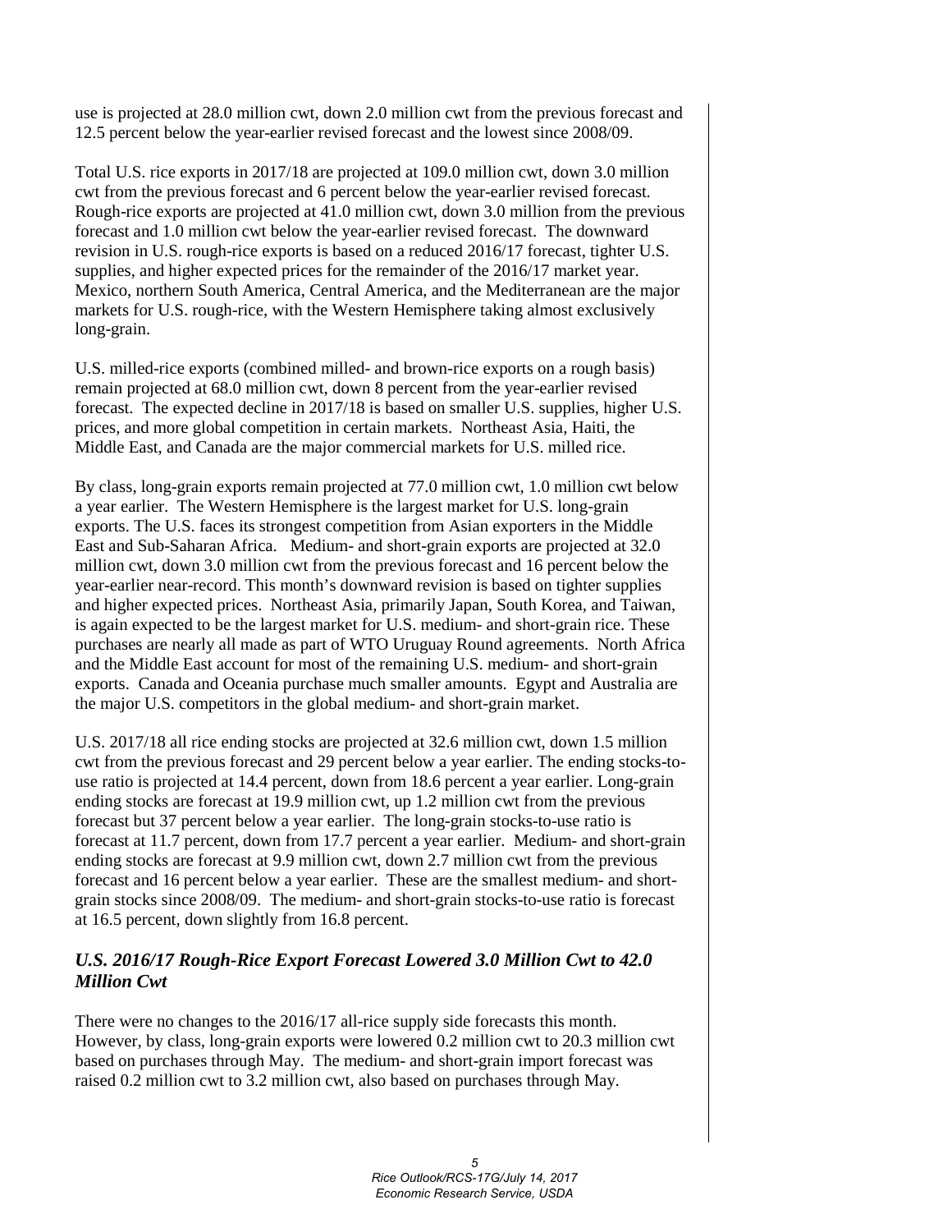use is projected at 28.0 million cwt, down 2.0 million cwt from the previous forecast and 12.5 percent below the year-earlier revised forecast and the lowest since 2008/09.

Total U.S. rice exports in 2017/18 are projected at 109.0 million cwt, down 3.0 million cwt from the previous forecast and 6 percent below the year-earlier revised forecast. Rough-rice exports are projected at 41.0 million cwt, down 3.0 million from the previous forecast and 1.0 million cwt below the year-earlier revised forecast. The downward revision in U.S. rough-rice exports is based on a reduced 2016/17 forecast, tighter U.S. supplies, and higher expected prices for the remainder of the 2016/17 market year. Mexico, northern South America, Central America, and the Mediterranean are the major markets for U.S. rough-rice, with the Western Hemisphere taking almost exclusively long-grain.

U.S. milled-rice exports (combined milled- and brown-rice exports on a rough basis) remain projected at 68.0 million cwt, down 8 percent from the year-earlier revised forecast. The expected decline in 2017/18 is based on smaller U.S. supplies, higher U.S. prices, and more global competition in certain markets. Northeast Asia, Haiti, the Middle East, and Canada are the major commercial markets for U.S. milled rice.

By class, long-grain exports remain projected at 77.0 million cwt, 1.0 million cwt below a year earlier. The Western Hemisphere is the largest market for U.S. long-grain exports. The U.S. faces its strongest competition from Asian exporters in the Middle East and Sub-Saharan Africa. Medium- and short-grain exports are projected at 32.0 million cwt, down 3.0 million cwt from the previous forecast and 16 percent below the year-earlier near-record. This month's downward revision is based on tighter supplies and higher expected prices. Northeast Asia, primarily Japan, South Korea, and Taiwan, is again expected to be the largest market for U.S. medium- and short-grain rice. These purchases are nearly all made as part of WTO Uruguay Round agreements. North Africa and the Middle East account for most of the remaining U.S. medium- and short-grain exports. Canada and Oceania purchase much smaller amounts. Egypt and Australia are the major U.S. competitors in the global medium- and short-grain market.

U.S. 2017/18 all rice ending stocks are projected at 32.6 million cwt, down 1.5 million cwt from the previous forecast and 29 percent below a year earlier. The ending stocks-to-use ratio is projected at 14.4 percent, down from 18.6 percent a year earlier. Long-grain ending stocks are forecast at 19.9 million cwt, up 1.2 million cwt from the previous forecast but 37 percent below a year earlier. The long-grain stocks-to-use ratio is forecast at 11.7 percent, down from 17.7 percent a year earlier. Medium- and short-grain ending stocks are forecast at 9.9 million cwt, down 2.7 million cwt from the previous forecast and 16 percent below a year earlier. These are the smallest medium- and short-grain stocks since 2008/09. The medium- and short-grain stocks-to-use ratio is forecast at 16.5 percent, down slightly from 16.8 percent.

### *U.S. 2016/17 Rough-Rice Export Forecast Lowered 3.0 Million Cwt to 42.0 Million Cwt*

There were no changes to the 2016/17 all-rice supply side forecasts this month. However, by class, long-grain exports were lowered 0.2 million cwt to 20.3 million cwt based on purchases through May. The medium- and short-grain import forecast was raised 0.2 million cwt to 3.2 million cwt, also based on purchases through May.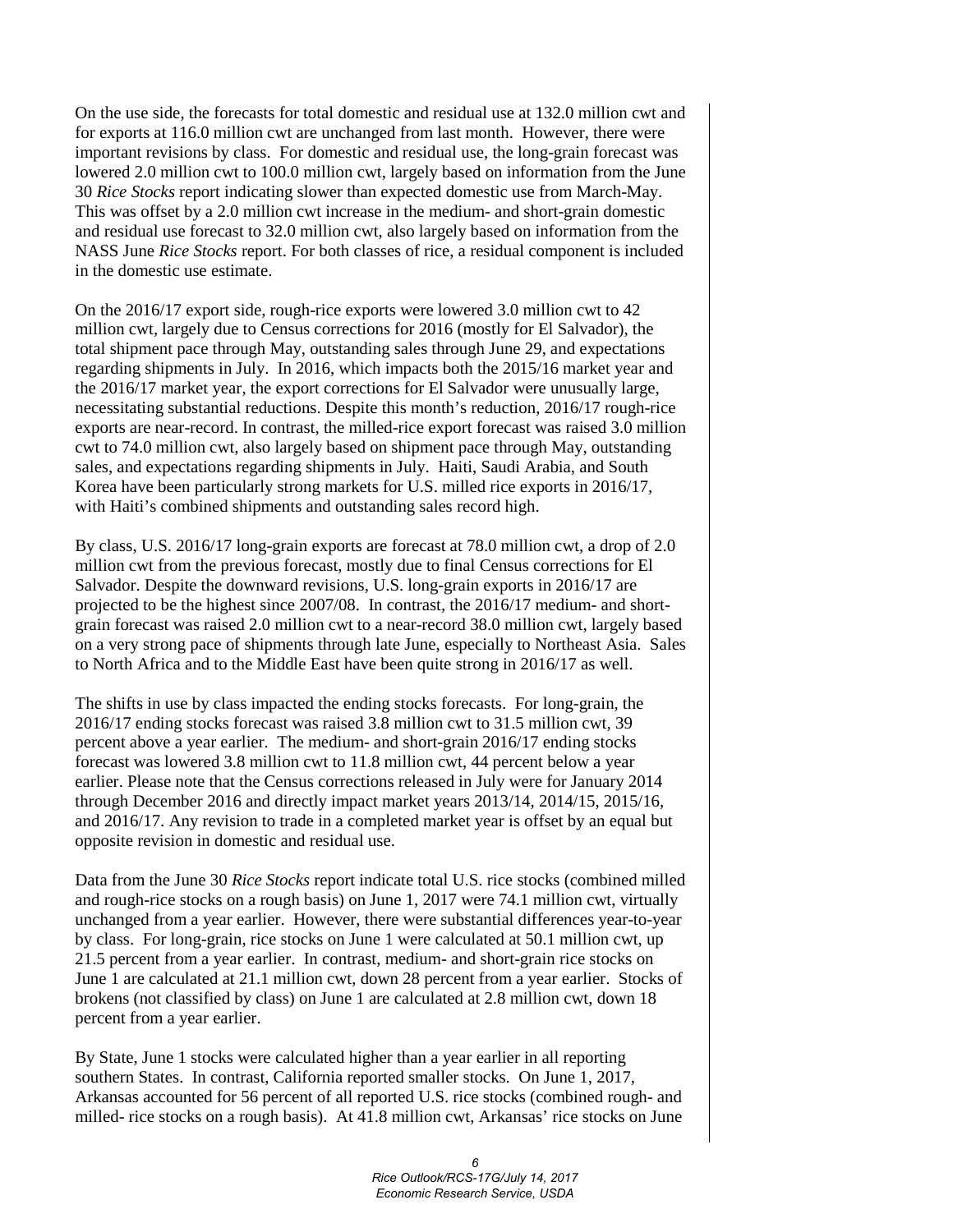On the use side, the forecasts for total domestic and residual use at 132.0 million cwt and for exports at 116.0 million cwt are unchanged from last month. However, there were important revisions by class. For domestic and residual use, the long-grain forecast was lowered 2.0 million cwt to 100.0 million cwt, largely based on information from the June 30 *Rice Stocks* report indicating slower than expected domestic use from March-May. This was offset by a 2.0 million cwt increase in the medium- and short-grain domestic and residual use forecast to 32.0 million cwt, also largely based on information from the NASS June *Rice Stocks* report. For both classes of rice, a residual component is included in the domestic use estimate.

On the 2016/17 export side, rough-rice exports were lowered 3.0 million cwt to 42 million cwt, largely due to Census corrections for 2016 (mostly for El Salvador), the total shipment pace through May, outstanding sales through June 29, and expectations regarding shipments in July. In 2016, which impacts both the 2015/16 market year and the 2016/17 market year, the export corrections for El Salvador were unusually large, necessitating substantial reductions. Despite this month's reduction, 2016/17 rough-rice exports are near-record. In contrast, the milled-rice export forecast was raised 3.0 million cwt to 74.0 million cwt, also largely based on shipment pace through May, outstanding sales, and expectations regarding shipments in July. Haiti, Saudi Arabia, and South Korea have been particularly strong markets for U.S. milled rice exports in 2016/17, with Haiti's combined shipments and outstanding sales record high.

By class, U.S. 2016/17 long-grain exports are forecast at 78.0 million cwt, a drop of 2.0 million cwt from the previous forecast, mostly due to final Census corrections for El Salvador. Despite the downward revisions, U.S. long-grain exports in 2016/17 are projected to be the highest since 2007/08. In contrast, the 2016/17 medium- and short-grain forecast was raised 2.0 million cwt to a near-record 38.0 million cwt, largely based on a very strong pace of shipments through late June, especially to Northeast Asia. Sales to North Africa and to the Middle East have been quite strong in 2016/17 as well.

The shifts in use by class impacted the ending stocks forecasts. For long-grain, the 2016/17 ending stocks forecast was raised 3.8 million cwt to 31.5 million cwt, 39 percent above a year earlier. The medium- and short-grain 2016/17 ending stocks forecast was lowered 3.8 million cwt to 11.8 million cwt, 44 percent below a year earlier. Please note that the Census corrections released in July were for January 2014 through December 2016 and directly impact market years 2013/14, 2014/15, 2015/16, and 2016/17. Any revision to trade in a completed market year is offset by an equal but opposite revision in domestic and residual use.

Data from the June 30 *Rice Stocks* report indicate total U.S. rice stocks (combined milled and rough-rice stocks on a rough basis) on June 1, 2017 were 74.1 million cwt, virtually unchanged from a year earlier. However, there were substantial differences year-to-year by class. For long-grain, rice stocks on June 1 were calculated at 50.1 million cwt, up 21.5 percent from a year earlier. In contrast, medium- and short-grain rice stocks on June 1 are calculated at 21.1 million cwt, down 28 percent from a year earlier. Stocks of brokens (not classified by class) on June 1 are calculated at 2.8 million cwt, down 18 percent from a year earlier.

By State, June 1 stocks were calculated higher than a year earlier in all reporting southern States. In contrast, California reported smaller stocks. On June 1, 2017, Arkansas accounted for 56 percent of all reported U.S. rice stocks (combined rough- and milled- rice stocks on a rough basis). At 41.8 million cwt, Arkansas' rice stocks on June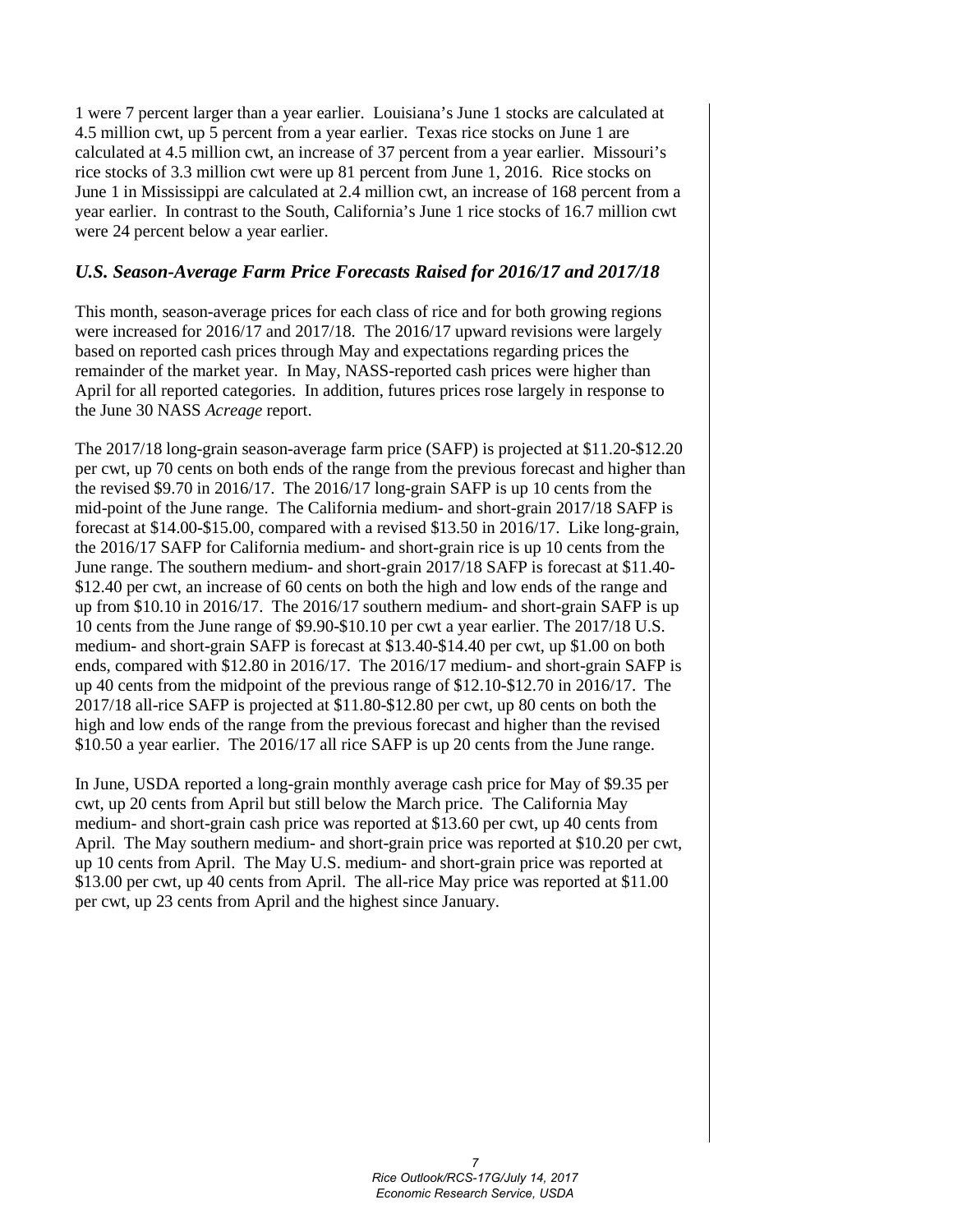1 were 7 percent larger than a year earlier. Louisiana's June 1 stocks are calculated at 4.5 million cwt, up 5 percent from a year earlier. Texas rice stocks on June 1 are calculated at 4.5 million cwt, an increase of 37 percent from a year earlier. Missouri's rice stocks of 3.3 million cwt were up 81 percent from June 1, 2016. Rice stocks on June 1 in Mississippi are calculated at 2.4 million cwt, an increase of 168 percent from a year earlier. In contrast to the South, California's June 1 rice stocks of 16.7 million cwt were 24 percent below a year earlier.

### *U.S. Season-Average Farm Price Forecasts Raised for 2016/17 and 2017/18*

This month, season-average prices for each class of rice and for both growing regions were increased for 2016/17 and 2017/18. The 2016/17 upward revisions were largely based on reported cash prices through May and expectations regarding prices the remainder of the market year. In May, NASS-reported cash prices were higher than April for all reported categories. In addition, futures prices rose largely in response to the June 30 NASS *Acreage* report.

The 2017/18 long-grain season-average farm price (SAFP) is projected at $11.20-$12.20 per cwt, up 70 cents on both ends of the range from the previous forecast and higher than the revised $9.70 in 2016/17. The 2016/17 long-grain SAFP is up 10 cents from the mid-point of the June range. The California medium- and short-grain 2017/18 SAFP is forecast at $14.00-$15.00, compared with a revised $13.50 in 2016/17. Like long-grain, the 2016/17 SAFP for California medium- and short-grain rice is up 10 cents from the June range. The southern medium- and short-grain 2017/18 SAFP is forecast at $11.40-$12.40 per cwt, an increase of 60 cents on both the high and low ends of the range and up from $10.10 in 2016/17. The 2016/17 southern medium- and short-grain SAFP is up 10 cents from the June range of $9.90-$10.10 per cwt a year earlier. The 2017/18 U.S. medium- and short-grain SAFP is forecast at $13.40-$14.40 per cwt, up $1.00 on both ends, compared with $12.80 in 2016/17. The 2016/17 medium- and short-grain SAFP is up 40 cents from the midpoint of the previous range of $12.10-$12.70 in 2016/17. The 2017/18 all-rice SAFP is projected at $11.80-$12.80 per cwt, up 80 cents on both the high and low ends of the range from the previous forecast and higher than the revised $10.50 a year earlier. The 2016/17 all rice SAFP is up 20 cents from the June range.

In June, USDA reported a long-grain monthly average cash price for May of $9.35 per cwt, up 20 cents from April but still below the March price. The California May medium- and short-grain cash price was reported at $13.60 per cwt, up 40 cents from April. The May southern medium- and short-grain price was reported at $10.20 per cwt, up 10 cents from April. The May U.S. medium- and short-grain price was reported at $13.00 per cwt, up 40 cents from April. The all-rice May price was reported at $11.00 per cwt, up 23 cents from April and the highest since January.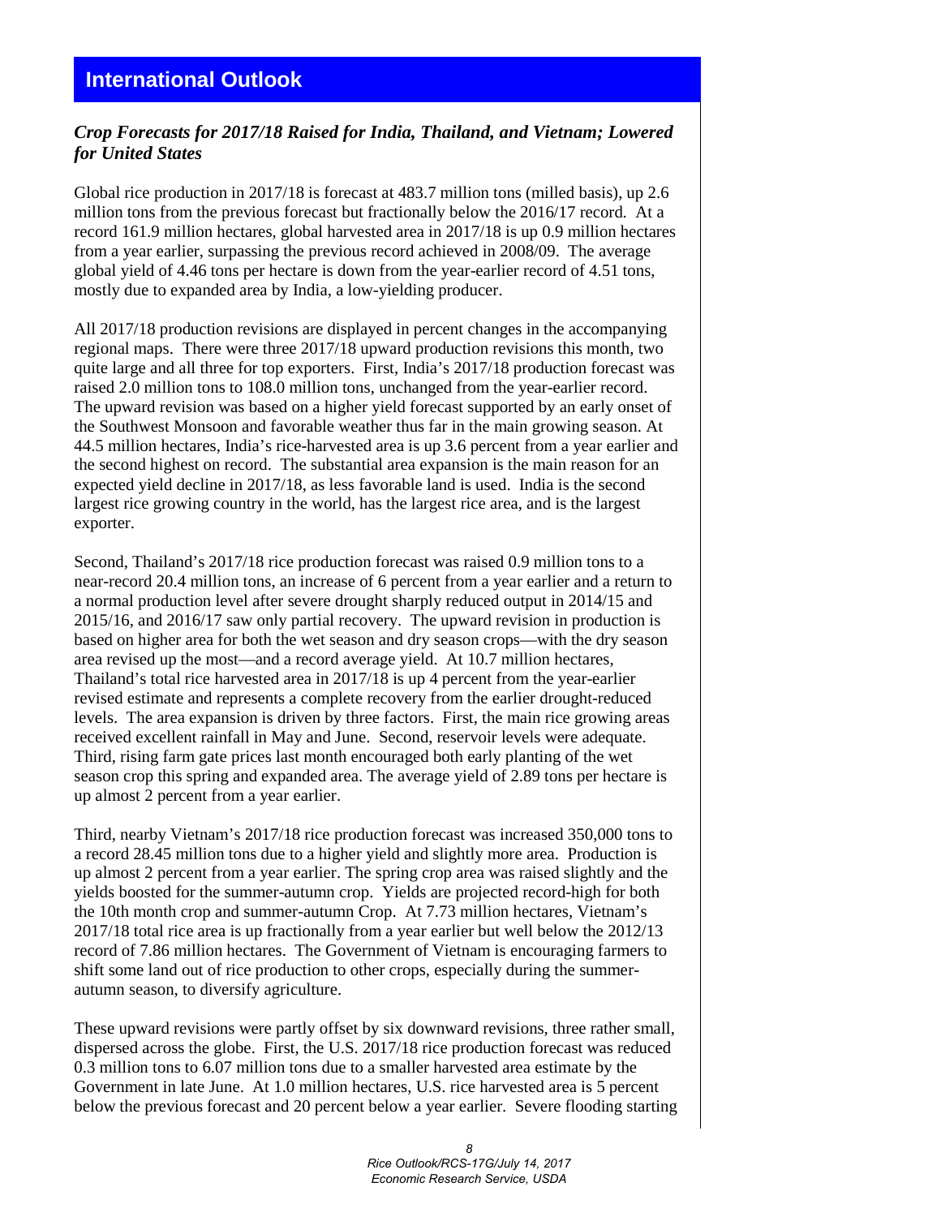## International Outlook

### *Crop Forecasts for 2017/18 Raised for India, Thailand, and Vietnam; Lowered for United States*

Global rice production in 2017/18 is forecast at 483.7 million tons (milled basis), up 2.6 million tons from the previous forecast but fractionally below the 2016/17 record. At a record 161.9 million hectares, global harvested area in 2017/18 is up 0.9 million hectares from a year earlier, surpassing the previous record achieved in 2008/09. The average global yield of 4.46 tons per hectare is down from the year-earlier record of 4.51 tons, mostly due to expanded area by India, a low-yielding producer.

All 2017/18 production revisions are displayed in percent changes in the accompanying regional maps. There were three 2017/18 upward production revisions this month, two quite large and all three for top exporters. First, India's 2017/18 production forecast was raised 2.0 million tons to 108.0 million tons, unchanged from the year-earlier record. The upward revision was based on a higher yield forecast supported by an early onset of the Southwest Monsoon and favorable weather thus far in the main growing season. At 44.5 million hectares, India's rice-harvested area is up 3.6 percent from a year earlier and the second highest on record. The substantial area expansion is the main reason for an expected yield decline in 2017/18, as less favorable land is used. India is the second largest rice growing country in the world, has the largest rice area, and is the largest exporter.

Second, Thailand's 2017/18 rice production forecast was raised 0.9 million tons to a near-record 20.4 million tons, an increase of 6 percent from a year earlier and a return to a normal production level after severe drought sharply reduced output in 2014/15 and 2015/16, and 2016/17 saw only partial recovery. The upward revision in production is based on higher area for both the wet season and dry season crops—with the dry season area revised up the most—and a record average yield. At 10.7 million hectares, Thailand's total rice harvested area in 2017/18 is up 4 percent from the year-earlier revised estimate and represents a complete recovery from the earlier drought-reduced levels. The area expansion is driven by three factors. First, the main rice growing areas received excellent rainfall in May and June. Second, reservoir levels were adequate. Third, rising farm gate prices last month encouraged both early planting of the wet season crop this spring and expanded area. The average yield of 2.89 tons per hectare is up almost 2 percent from a year earlier.

Third, nearby Vietnam's 2017/18 rice production forecast was increased 350,000 tons to a record 28.45 million tons due to a higher yield and slightly more area. Production is up almost 2 percent from a year earlier. The spring crop area was raised slightly and the yields boosted for the summer-autumn crop. Yields are projected record-high for both the 10th month crop and summer-autumn Crop. At 7.73 million hectares, Vietnam's 2017/18 total rice area is up fractionally from a year earlier but well below the 2012/13 record of 7.86 million hectares. The Government of Vietnam is encouraging farmers to shift some land out of rice production to other crops, especially during the summer-autumn season, to diversify agriculture.

These upward revisions were partly offset by six downward revisions, three rather small, dispersed across the globe. First, the U.S. 2017/18 rice production forecast was reduced 0.3 million tons to 6.07 million tons due to a smaller harvested area estimate by the Government in late June. At 1.0 million hectares, U.S. rice harvested area is 5 percent below the previous forecast and 20 percent below a year earlier. Severe flooding starting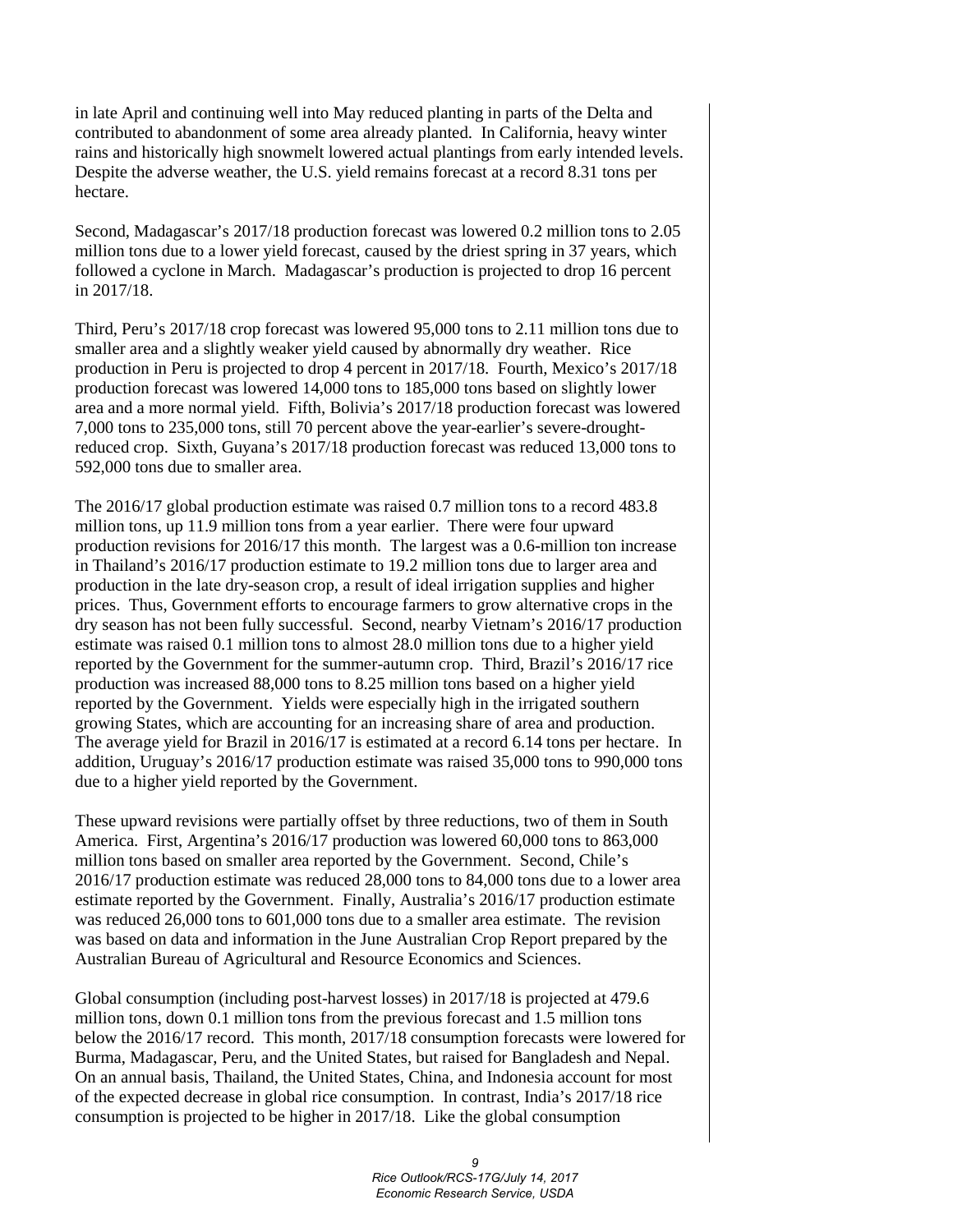in late April and continuing well into May reduced planting in parts of the Delta and contributed to abandonment of some area already planted. In California, heavy winter rains and historically high snowmelt lowered actual plantings from early intended levels. Despite the adverse weather, the U.S. yield remains forecast at a record 8.31 tons per hectare.

Second, Madagascar's 2017/18 production forecast was lowered 0.2 million tons to 2.05 million tons due to a lower yield forecast, caused by the driest spring in 37 years, which followed a cyclone in March. Madagascar's production is projected to drop 16 percent in 2017/18.

Third, Peru's 2017/18 crop forecast was lowered 95,000 tons to 2.11 million tons due to smaller area and a slightly weaker yield caused by abnormally dry weather. Rice production in Peru is projected to drop 4 percent in 2017/18. Fourth, Mexico's 2017/18 production forecast was lowered 14,000 tons to 185,000 tons based on slightly lower area and a more normal yield. Fifth, Bolivia's 2017/18 production forecast was lowered 7,000 tons to 235,000 tons, still 70 percent above the year-earlier's severe-drought-reduced crop. Sixth, Guyana's 2017/18 production forecast was reduced 13,000 tons to 592,000 tons due to smaller area.

The 2016/17 global production estimate was raised 0.7 million tons to a record 483.8 million tons, up 11.9 million tons from a year earlier. There were four upward production revisions for 2016/17 this month. The largest was a 0.6-million ton increase in Thailand's 2016/17 production estimate to 19.2 million tons due to larger area and production in the late dry-season crop, a result of ideal irrigation supplies and higher prices. Thus, Government efforts to encourage farmers to grow alternative crops in the dry season has not been fully successful. Second, nearby Vietnam's 2016/17 production estimate was raised 0.1 million tons to almost 28.0 million tons due to a higher yield reported by the Government for the summer-autumn crop. Third, Brazil's 2016/17 rice production was increased 88,000 tons to 8.25 million tons based on a higher yield reported by the Government. Yields were especially high in the irrigated southern growing States, which are accounting for an increasing share of area and production. The average yield for Brazil in 2016/17 is estimated at a record 6.14 tons per hectare. In addition, Uruguay's 2016/17 production estimate was raised 35,000 tons to 990,000 tons due to a higher yield reported by the Government.

These upward revisions were partially offset by three reductions, two of them in South America. First, Argentina's 2016/17 production was lowered 60,000 tons to 863,000 million tons based on smaller area reported by the Government. Second, Chile's 2016/17 production estimate was reduced 28,000 tons to 84,000 tons due to a lower area estimate reported by the Government. Finally, Australia's 2016/17 production estimate was reduced 26,000 tons to 601,000 tons due to a smaller area estimate. The revision was based on data and information in the June Australian Crop Report prepared by the Australian Bureau of Agricultural and Resource Economics and Sciences.

Global consumption (including post-harvest losses) in 2017/18 is projected at 479.6 million tons, down 0.1 million tons from the previous forecast and 1.5 million tons below the 2016/17 record. This month, 2017/18 consumption forecasts were lowered for Burma, Madagascar, Peru, and the United States, but raised for Bangladesh and Nepal. On an annual basis, Thailand, the United States, China, and Indonesia account for most of the expected decrease in global rice consumption. In contrast, India's 2017/18 rice consumption is projected to be higher in 2017/18. Like the global consumption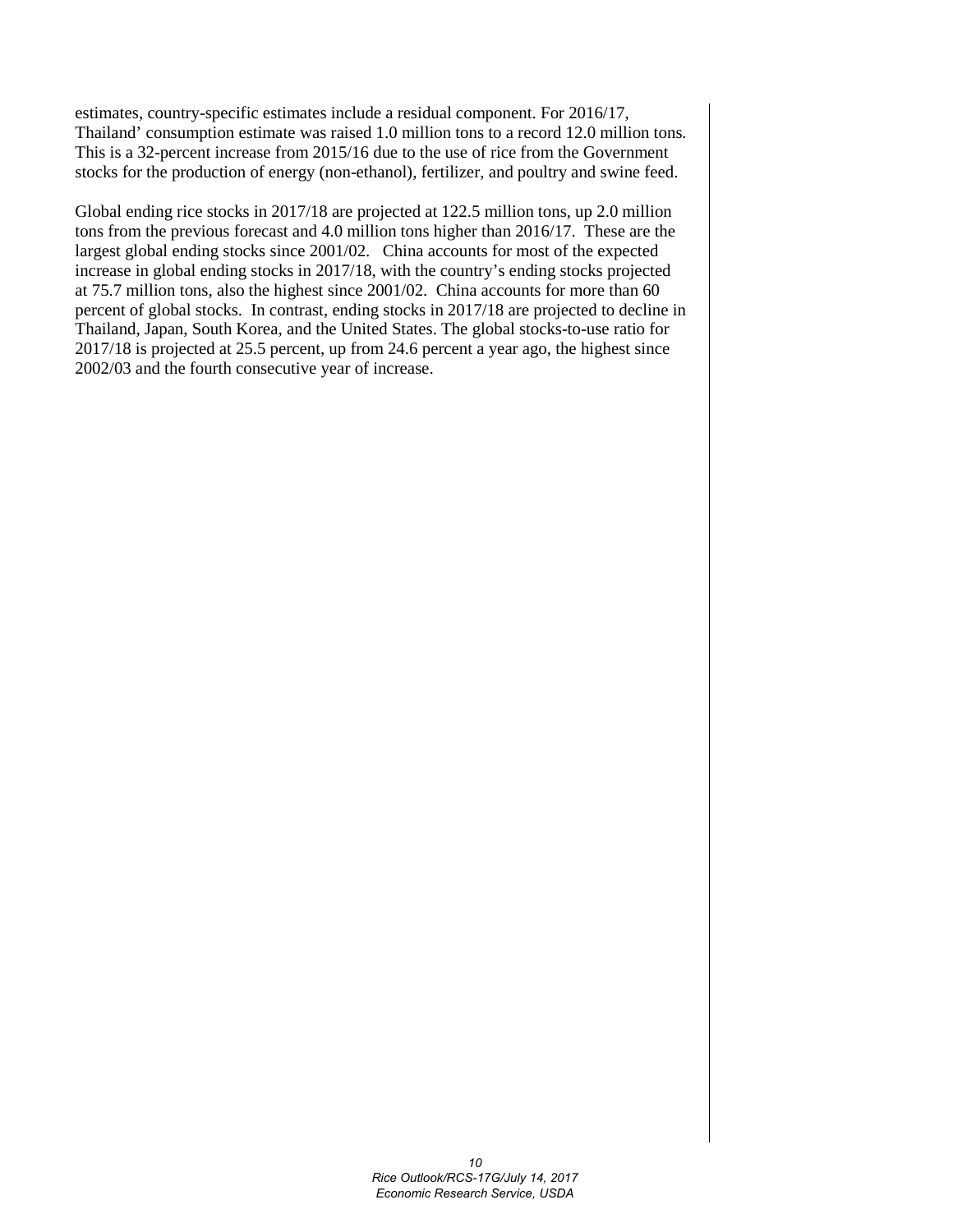estimates, country-specific estimates include a residual component. For 2016/17, Thailand' consumption estimate was raised 1.0 million tons to a record 12.0 million tons. This is a 32-percent increase from 2015/16 due to the use of rice from the Government stocks for the production of energy (non-ethanol), fertilizer, and poultry and swine feed.

Global ending rice stocks in 2017/18 are projected at 122.5 million tons, up 2.0 million tons from the previous forecast and 4.0 million tons higher than 2016/17. These are the largest global ending stocks since 2001/02. China accounts for most of the expected increase in global ending stocks in 2017/18, with the country's ending stocks projected at 75.7 million tons, also the highest since 2001/02. China accounts for more than 60 percent of global stocks. In contrast, ending stocks in 2017/18 are projected to decline in Thailand, Japan, South Korea, and the United States. The global stocks-to-use ratio for 2017/18 is projected at 25.5 percent, up from 24.6 percent a year ago, the highest since 2002/03 and the fourth consecutive year of increase.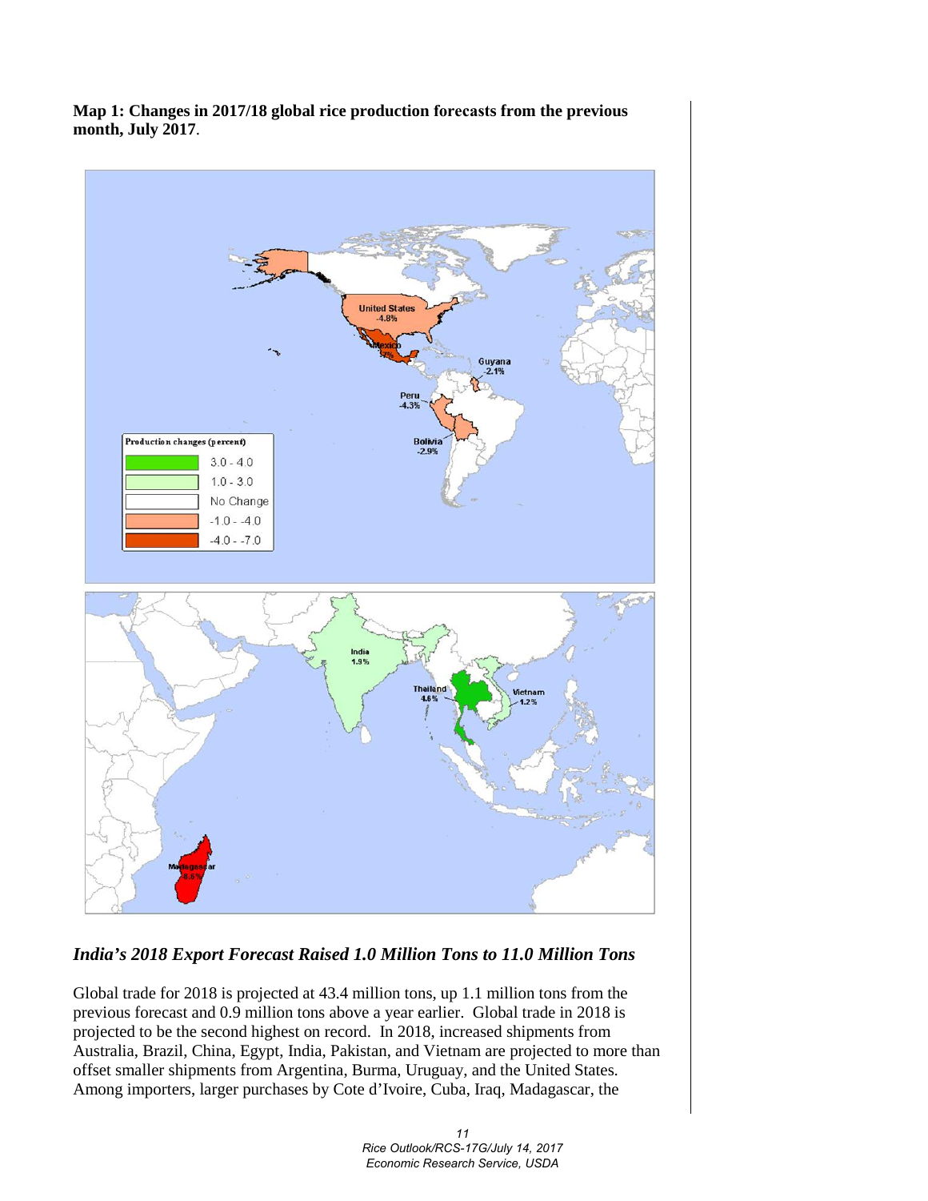**Map 1: Changes in 2017/18 global rice production forecasts from the previous month, July 2017**.

## *India's 2018 Export Forecast Raised 1.0 Million Tons to 11.0 Million Tons*

Global trade for 2018 is projected at 43.4 million tons, up 1.1 million tons from the previous forecast and 0.9 million tons above a year earlier. Global trade in 2018 is projected to be the second highest on record. In 2018, increased shipments from Australia, Brazil, China, Egypt, India, Pakistan, and Vietnam are projected to more than offset smaller shipments from Argentina, Burma, Uruguay, and the United States. Among importers, larger purchases by Cote d'Ivoire, Cuba, Iraq, Madagascar, the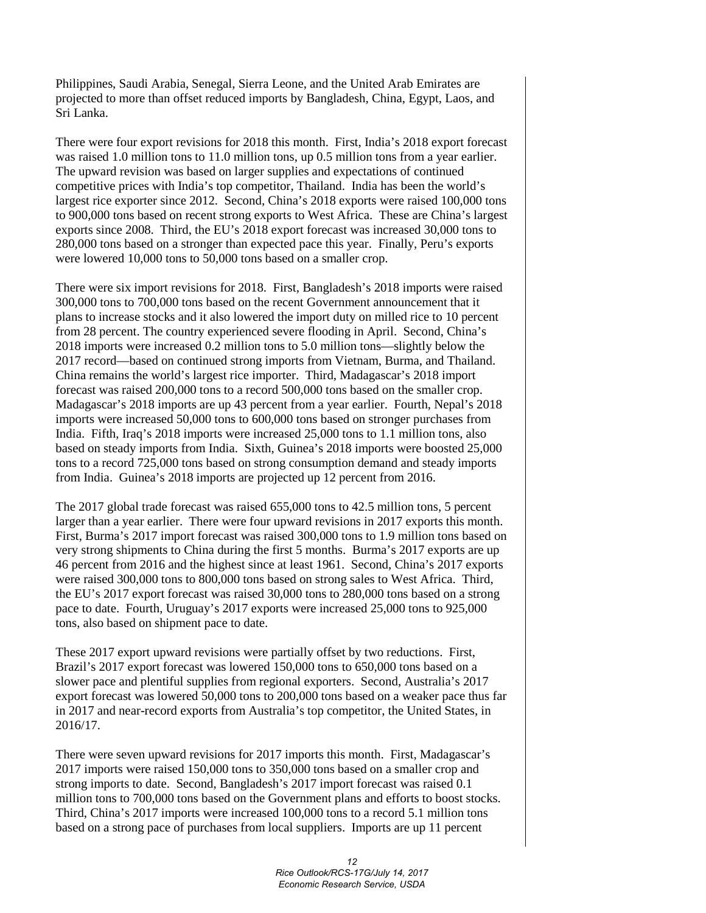Philippines, Saudi Arabia, Senegal, Sierra Leone, and the United Arab Emirates are projected to more than offset reduced imports by Bangladesh, China, Egypt, Laos, and Sri Lanka.

There were four export revisions for 2018 this month. First, India's 2018 export forecast was raised 1.0 million tons to 11.0 million tons, up 0.5 million tons from a year earlier. The upward revision was based on larger supplies and expectations of continued competitive prices with India's top competitor, Thailand. India has been the world's largest rice exporter since 2012. Second, China's 2018 exports were raised 100,000 tons to 900,000 tons based on recent strong exports to West Africa. These are China's largest exports since 2008. Third, the EU's 2018 export forecast was increased 30,000 tons to 280,000 tons based on a stronger than expected pace this year. Finally, Peru's exports were lowered 10,000 tons to 50,000 tons based on a smaller crop.

There were six import revisions for 2018. First, Bangladesh's 2018 imports were raised 300,000 tons to 700,000 tons based on the recent Government announcement that it plans to increase stocks and it also lowered the import duty on milled rice to 10 percent from 28 percent. The country experienced severe flooding in April. Second, China's 2018 imports were increased 0.2 million tons to 5.0 million tons—slightly below the 2017 record—based on continued strong imports from Vietnam, Burma, and Thailand. China remains the world's largest rice importer. Third, Madagascar's 2018 import forecast was raised 200,000 tons to a record 500,000 tons based on the smaller crop. Madagascar's 2018 imports are up 43 percent from a year earlier. Fourth, Nepal's 2018 imports were increased 50,000 tons to 600,000 tons based on stronger purchases from India. Fifth, Iraq's 2018 imports were increased 25,000 tons to 1.1 million tons, also based on steady imports from India. Sixth, Guinea's 2018 imports were boosted 25,000 tons to a record 725,000 tons based on strong consumption demand and steady imports from India. Guinea's 2018 imports are projected up 12 percent from 2016.

The 2017 global trade forecast was raised 655,000 tons to 42.5 million tons, 5 percent larger than a year earlier. There were four upward revisions in 2017 exports this month. First, Burma's 2017 import forecast was raised 300,000 tons to 1.9 million tons based on very strong shipments to China during the first 5 months. Burma's 2017 exports are up 46 percent from 2016 and the highest since at least 1961. Second, China's 2017 exports were raised 300,000 tons to 800,000 tons based on strong sales to West Africa. Third, the EU's 2017 export forecast was raised 30,000 tons to 280,000 tons based on a strong pace to date. Fourth, Uruguay's 2017 exports were increased 25,000 tons to 925,000 tons, also based on shipment pace to date.

These 2017 export upward revisions were partially offset by two reductions. First, Brazil's 2017 export forecast was lowered 150,000 tons to 650,000 tons based on a slower pace and plentiful supplies from regional exporters. Second, Australia's 2017 export forecast was lowered 50,000 tons to 200,000 tons based on a weaker pace thus far in 2017 and near-record exports from Australia's top competitor, the United States, in 2016/17.

There were seven upward revisions for 2017 imports this month. First, Madagascar's 2017 imports were raised 150,000 tons to 350,000 tons based on a smaller crop and strong imports to date. Second, Bangladesh's 2017 import forecast was raised 0.1 million tons to 700,000 tons based on the Government plans and efforts to boost stocks. Third, China's 2017 imports were increased 100,000 tons to a record 5.1 million tons based on a strong pace of purchases from local suppliers. Imports are up 11 percent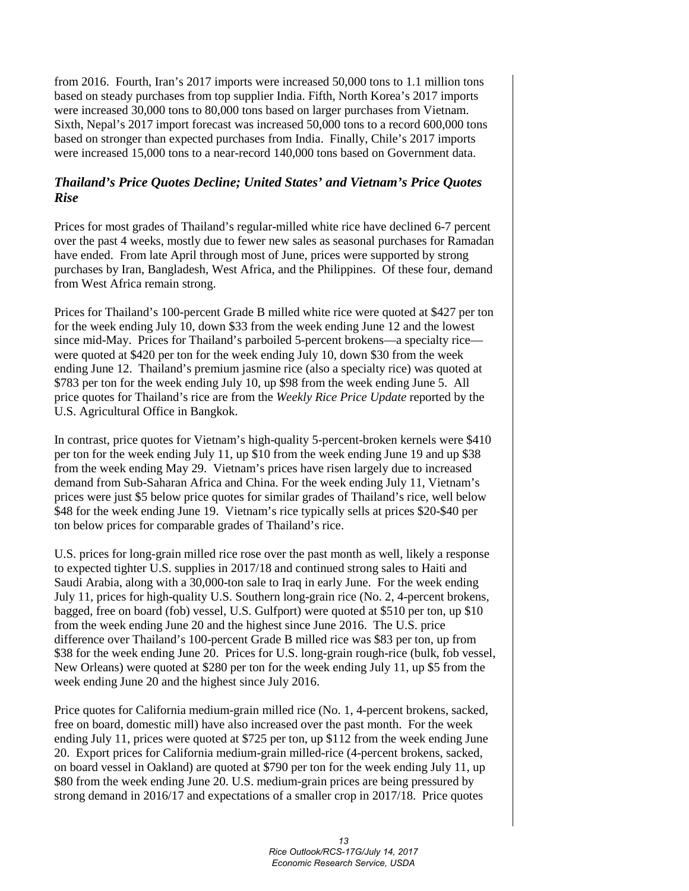from 2016. Fourth, Iran's 2017 imports were increased 50,000 tons to 1.1 million tons based on steady purchases from top supplier India. Fifth, North Korea's 2017 imports were increased 30,000 tons to 80,000 tons based on larger purchases from Vietnam. Sixth, Nepal's 2017 import forecast was increased 50,000 tons to a record 600,000 tons based on stronger than expected purchases from India. Finally, Chile's 2017 imports were increased 15,000 tons to a near-record 140,000 tons based on Government data.

### *Thailand's Price Quotes Decline; United States' and Vietnam's Price Quotes Rise*

Prices for most grades of Thailand's regular-milled white rice have declined 6-7 percent over the past 4 weeks, mostly due to fewer new sales as seasonal purchases for Ramadan have ended. From late April through most of June, prices were supported by strong purchases by Iran, Bangladesh, West Africa, and the Philippines. Of these four, demand from West Africa remain strong.

Prices for Thailand's 100-percent Grade B milled white rice were quoted at $427 per ton for the week ending July 10, down $33 from the week ending June 12 and the lowest since mid-May. Prices for Thailand's parboiled 5-percent brokens—a specialty rice—were quoted at $420 per ton for the week ending July 10, down $30 from the week ending June 12. Thailand's premium jasmine rice (also a specialty rice) was quoted at $783 per ton for the week ending July 10, up $98 from the week ending June 5. All price quotes for Thailand's rice are from the *Weekly Rice Price Update* reported by the U.S. Agricultural Office in Bangkok.

In contrast, price quotes for Vietnam's high-quality 5-percent-broken kernels were $410 per ton for the week ending July 11, up $10 from the week ending June 19 and up $38 from the week ending May 29. Vietnam's prices have risen largely due to increased demand from Sub-Saharan Africa and China. For the week ending July 11, Vietnam's prices were just $5 below price quotes for similar grades of Thailand's rice, well below $48 for the week ending June 19. Vietnam's rice typically sells at prices $20-$40 per ton below prices for comparable grades of Thailand's rice.

U.S. prices for long-grain milled rice rose over the past month as well, likely a response to expected tighter U.S. supplies in 2017/18 and continued strong sales to Haiti and Saudi Arabia, along with a 30,000-ton sale to Iraq in early June. For the week ending July 11, prices for high-quality U.S. Southern long-grain rice (No. 2, 4-percent brokens, bagged, free on board (fob) vessel, U.S. Gulfport) were quoted at $510 per ton, up $10 from the week ending June 20 and the highest since June 2016. The U.S. price difference over Thailand's 100-percent Grade B milled rice was $83 per ton, up from $38 for the week ending June 20. Prices for U.S. long-grain rough-rice (bulk, fob vessel, New Orleans) were quoted at $280 per ton for the week ending July 11, up $5 from the week ending June 20 and the highest since July 2016.

Price quotes for California medium-grain milled rice (No. 1, 4-percent brokens, sacked, free on board, domestic mill) have also increased over the past month. For the week ending July 11, prices were quoted at $725 per ton, up $112 from the week ending June 20. Export prices for California medium-grain milled-rice (4-percent brokens, sacked, on board vessel in Oakland) are quoted at $790 per ton for the week ending July 11, up $80 from the week ending June 20. U.S. medium-grain prices are being pressured by strong demand in 2016/17 and expectations of a smaller crop in 2017/18. Price quotes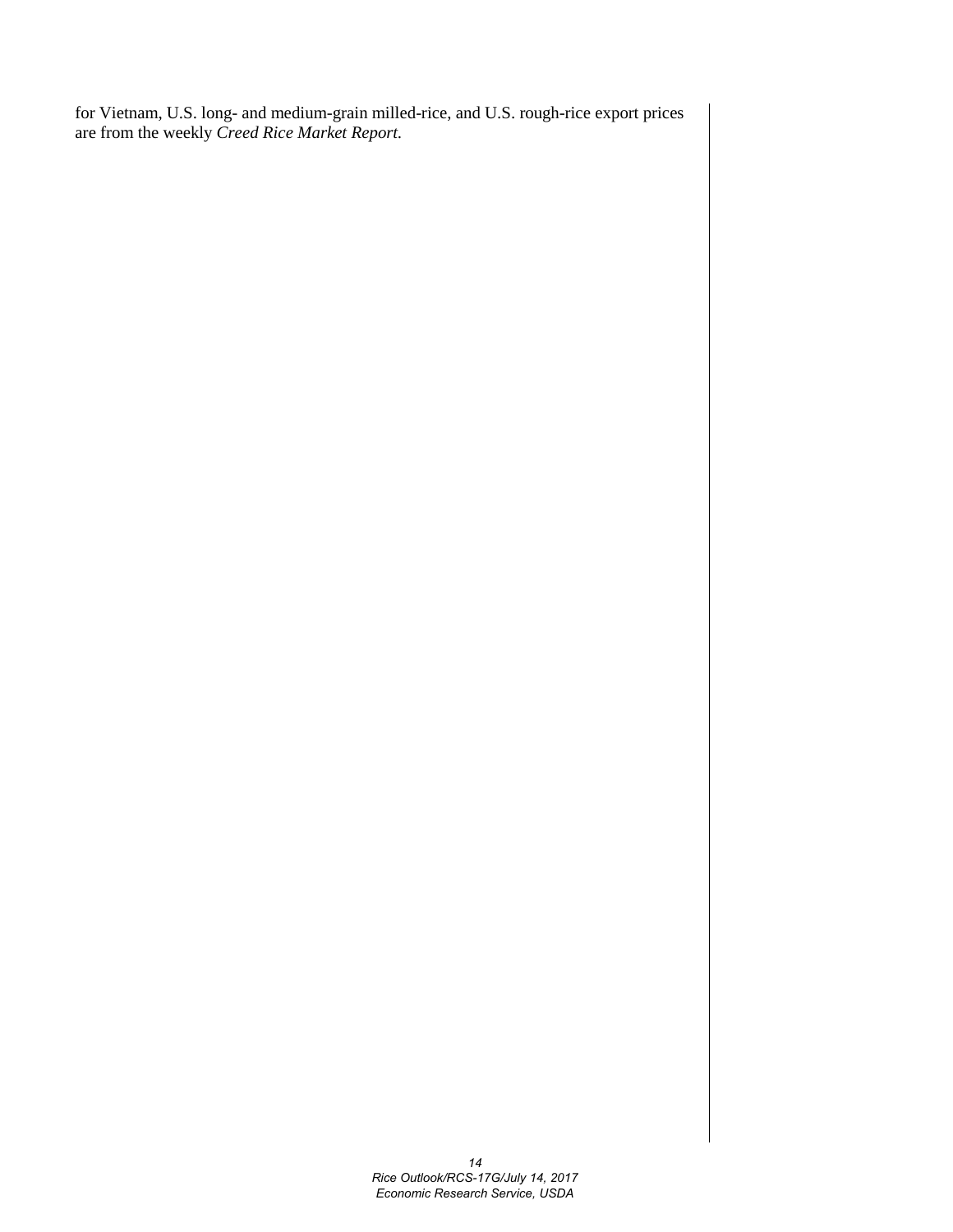for Vietnam, U.S. long- and medium-grain milled-rice, and U.S. rough-rice export prices are from the weekly *Creed Rice Market Report*.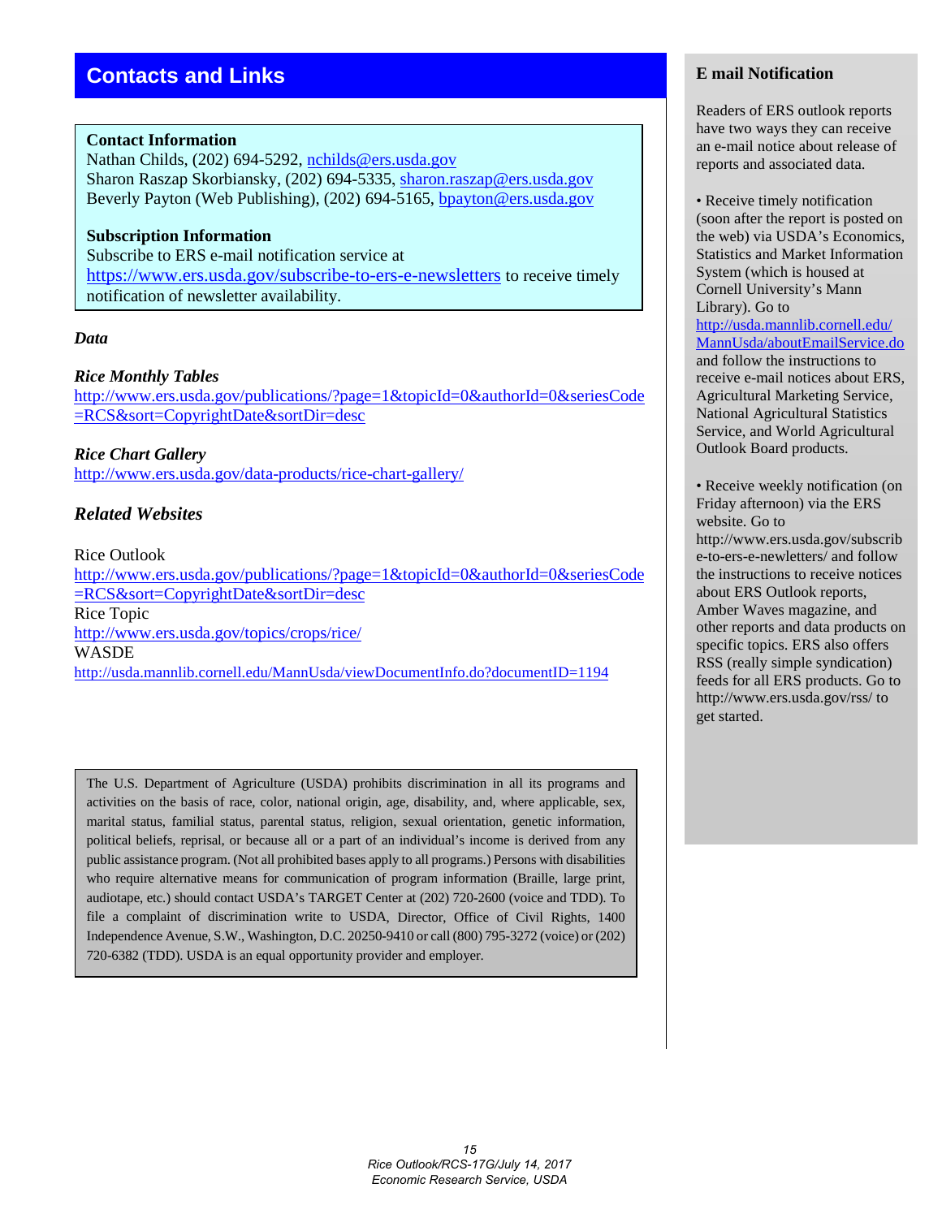## Contacts and Links

**Contact Information**
Nathan Childs, (202) 694-5292, nchilds@ers.usda.gov
Sharon Raszap Skorbiansky, (202) 694-5335, sharon.raszap@ers.usda.gov
Beverly Payton (Web Publishing), (202) 694-5165, bpayton@ers.usda.gov

**Subscription Information**
Subscribe to ERS e-mail notification service at https://www.ers.usda.gov/subscribe-to-ers-e-newsletters to receive timely notification of newsletter availability.

### *Data*

***Rice Monthly Tables***
http://www.ers.usda.gov/publications/?page=1&topicId=0&authorId=0&seriesCode=RCS&sort=CopyrightDate&sortDir=desc

***Rice Chart Gallery***
http://www.ers.usda.gov/data-products/rice-chart-gallery/

### *Related Websites*

Rice Outlook
http://www.ers.usda.gov/publications/?page=1&topicId=0&authorId=0&seriesCode=RCS&sort=CopyrightDate&sortDir=desc
Rice Topic
http://www.ers.usda.gov/topics/crops/rice/
WASDE
http://usda.mannlib.cornell.edu/MannUsda/viewDocumentInfo.do?documentID=1194

The U.S. Department of Agriculture (USDA) prohibits discrimination in all its programs and activities on the basis of race, color, national origin, age, disability, and, where applicable, sex, marital status, familial status, parental status, religion, sexual orientation, genetic information, political beliefs, reprisal, or because all or a part of an individual's income is derived from any public assistance program. (Not all prohibited bases apply to all programs.) Persons with disabilities who require alternative means for communication of program information (Braille, large print, audiotape, etc.) should contact USDA's TARGET Center at (202) 720-2600 (voice and TDD). To file a complaint of discrimination write to USDA, Director, Office of Civil Rights, 1400 Independence Avenue, S.W., Washington, D.C. 20250-9410 or call (800) 795-3272 (voice) or (202) 720-6382 (TDD). USDA is an equal opportunity provider and employer.

### E mail Notification

Readers of ERS outlook reports have two ways they can receive an e-mail notice about release of reports and associated data.

- Receive timely notification (soon after the report is posted on the web) via USDA's Economics, Statistics and Market Information System (which is housed at Cornell University's Mann Library). Go to http://usda.mannlib.cornell.edu/MannUsda/aboutEmailService.do and follow the instructions to receive e-mail notices about ERS, Agricultural Marketing Service, National Agricultural Statistics Service, and World Agricultural Outlook Board products.

- Receive weekly notification (on Friday afternoon) via the ERS website. Go to http://www.ers.usda.gov/subscribe-to-ers-e-newletters/ and follow the instructions to receive notices about ERS Outlook reports, Amber Waves magazine, and other reports and data products on specific topics. ERS also offers RSS (really simple syndication) feeds for all ERS products. Go to http://www.ers.usda.gov/rss/ to get started.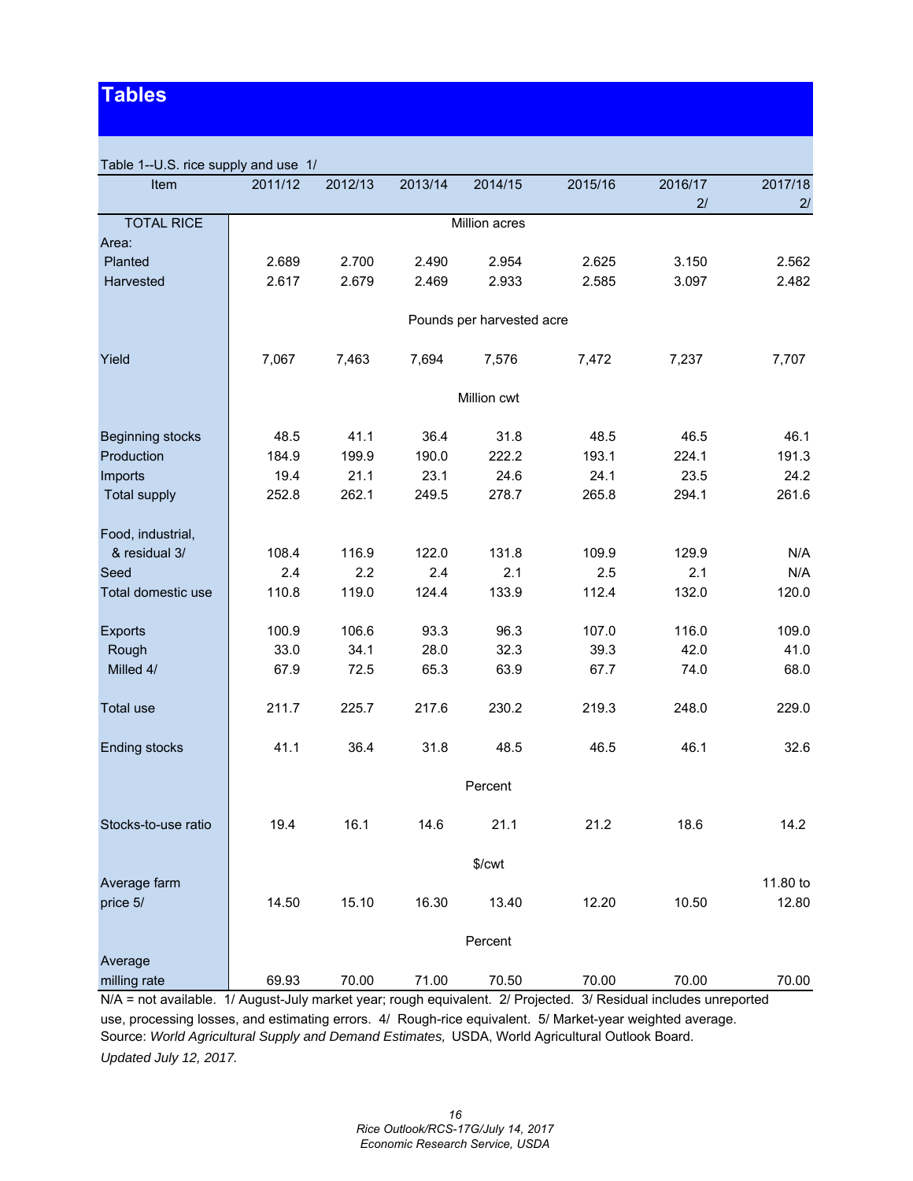# Tables

Table 1--U.S. rice supply and use 1/

| Item | 2011/12 | 2012/13 | 2013/14 | 2014/15 | 2015/16 | 2016/17 2/ | 2017/18 2/ |
|---|---|---|---|---|---|---|---|
| TOTAL RICE | | | | Million acres | | | |
| Area: | | | | | | | |
| Planted | 2.689 | 2.700 | 2.490 | 2.954 | 2.625 | 3.150 | 2.562 |
| Harvested | 2.617 | 2.679 | 2.469 | 2.933 | 2.585 | 3.097 | 2.482 |
| | | | | Pounds per harvested acre | | | |
| Yield | 7,067 | 7,463 | 7,694 | 7,576 | 7,472 | 7,237 | 7,707 |
| | | | | Million cwt | | | |
| Beginning stocks | 48.5 | 41.1 | 36.4 | 31.8 | 48.5 | 46.5 | 46.1 |
| Production | 184.9 | 199.9 | 190.0 | 222.2 | 193.1 | 224.1 | 191.3 |
| Imports | 19.4 | 21.1 | 23.1 | 24.6 | 24.1 | 23.5 | 24.2 |
| Total supply | 252.8 | 262.1 | 249.5 | 278.7 | 265.8 | 294.1 | 261.6 |
| Food, industrial, & residual 3/ | 108.4 | 116.9 | 122.0 | 131.8 | 109.9 | 129.9 | N/A |
| Seed | 2.4 | 2.2 | 2.4 | 2.1 | 2.5 | 2.1 | N/A |
| Total domestic use | 110.8 | 119.0 | 124.4 | 133.9 | 112.4 | 132.0 | 120.0 |
| Exports | 100.9 | 106.6 | 93.3 | 96.3 | 107.0 | 116.0 | 109.0 |
| Rough | 33.0 | 34.1 | 28.0 | 32.3 | 39.3 | 42.0 | 41.0 |
| Milled 4/ | 67.9 | 72.5 | 65.3 | 63.9 | 67.7 | 74.0 | 68.0 |
| Total use | 211.7 | 225.7 | 217.6 | 230.2 | 219.3 | 248.0 | 229.0 |
| Ending stocks | 41.1 | 36.4 | 31.8 | 48.5 | 46.5 | 46.1 | 32.6 |
| | | | | Percent | | | |
| Stocks-to-use ratio | 19.4 | 16.1 | 14.6 | 21.1 | 21.2 | 18.6 | 14.2 |
| | | | | $/cwt | | | |
| Average farm price 5/ | 14.50 | 15.10 | 16.30 | 13.40 | 12.20 | 10.50 | 11.80 to 12.80 |
| | | | | Percent | | | |
| Average milling rate | 69.93 | 70.00 | 71.00 | 70.50 | 70.00 | 70.00 | 70.00 |

N/A = not available. 1/ August-July market year; rough equivalent. 2/ Projected. 3/ Residual includes unreported use, processing losses, and estimating errors. 4/ Rough-rice equivalent. 5/ Market-year weighted average.

Source: *World Agricultural Supply and Demand Estimates,* USDA, World Agricultural Outlook Board.

*Updated July 12, 2017.*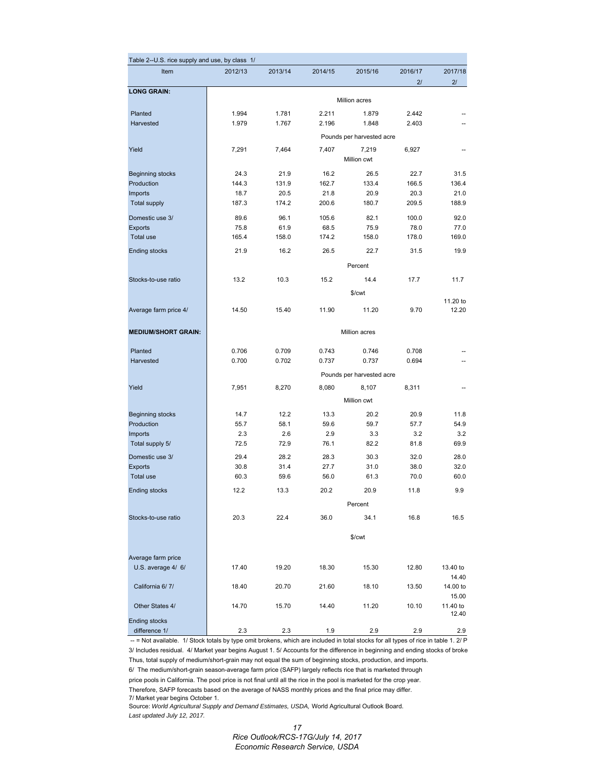Table 2--U.S. rice supply and use, by class 1/

| Item | 2012/13 | 2013/14 | 2014/15 | 2015/16 | 2016/17 2/ | 2017/18 2/ |
|---|---|---|---|---|---|---|
| **LONG GRAIN:** | | | | | | |
| | | | | Million acres | | |
| Planted | 1.994 | 1.781 | 2.211 | 1.879 | 2.442 | -- |
| Harvested | 1.979 | 1.767 | 2.196 | 1.848 | 2.403 | -- |
| | | | | Pounds per harvested acre | | |
| Yield | 7,291 | 7,464 | 7,407 | 7,219 | 6,927 | -- |
| | | | | Million cwt | | |
| Beginning stocks | 24.3 | 21.9 | 16.2 | 26.5 | 22.7 | 31.5 |
| Production | 144.3 | 131.9 | 162.7 | 133.4 | 166.5 | 136.4 |
| Imports | 18.7 | 20.5 | 21.8 | 20.9 | 20.3 | 21.0 |
| Total supply | 187.3 | 174.2 | 200.6 | 180.7 | 209.5 | 188.9 |
| Domestic use 3/ | 89.6 | 96.1 | 105.6 | 82.1 | 100.0 | 92.0 |
| Exports | 75.8 | 61.9 | 68.5 | 75.9 | 78.0 | 77.0 |
| Total use | 165.4 | 158.0 | 174.2 | 158.0 | 178.0 | 169.0 |
| Ending stocks | 21.9 | 16.2 | 26.5 | 22.7 | 31.5 | 19.9 |
| | | | | Percent | | |
| Stocks-to-use ratio | 13.2 | 10.3 | 15.2 | 14.4 | 17.7 | 11.7 |
| | | | | $/cwt | | |
| Average farm price 4/ | 14.50 | 15.40 | 11.90 | 11.20 | 9.70 | 11.20 to 12.20 |
| **MEDIUM/SHORT GRAIN:** | | | | | | |
| | | | | Million acres | | |
| Planted | 0.706 | 0.709 | 0.743 | 0.746 | 0.708 | -- |
| Harvested | 0.700 | 0.702 | 0.737 | 0.737 | 0.694 | -- |
| | | | | Pounds per harvested acre | | |
| Yield | 7,951 | 8,270 | 8,080 | 8,107 | 8,311 | -- |
| | | | | Million cwt | | |
| Beginning stocks | 14.7 | 12.2 | 13.3 | 20.2 | 20.9 | 11.8 |
| Production | 55.7 | 58.1 | 59.6 | 59.7 | 57.7 | 54.9 |
| Imports | 2.3 | 2.6 | 2.9 | 3.3 | 3.2 | 3.2 |
| Total supply 5/ | 72.5 | 72.9 | 76.1 | 82.2 | 81.8 | 69.9 |
| Domestic use 3/ | 29.4 | 28.2 | 28.3 | 30.3 | 32.0 | 28.0 |
| Exports | 30.8 | 31.4 | 27.7 | 31.0 | 38.0 | 32.0 |
| Total use | 60.3 | 59.6 | 56.0 | 61.3 | 70.0 | 60.0 |
| Ending stocks | 12.2 | 13.3 | 20.2 | 20.9 | 11.8 | 9.9 |
| | | | | Percent | | |
| Stocks-to-use ratio | 20.3 | 22.4 | 36.0 | 34.1 | 16.8 | 16.5 |
| | | | | $/cwt | | |
| Average farm price | | | | | | |
| U.S. average 4/ 6/ | 17.40 | 19.20 | 18.30 | 15.30 | 12.80 | 13.40 to 14.40 |
| California 6/ 7/ | 18.40 | 20.70 | 21.60 | 18.10 | 13.50 | 14.00 to 15.00 |
| Other States 4/ | 14.70 | 15.70 | 14.40 | 11.20 | 10.10 | 11.40 to 12.40 |
| Ending stocks difference 1/ | 2.3 | 2.3 | 1.9 | 2.9 | 2.9 | 2.9 |

-- = Not available. 1/ Stock totals by type omit brokens, which are included in total stocks for all types of rice in table 1. 2/ P
3/ Includes residual. 4/ Market year begins August 1. 5/ Accounts for the difference in beginning and ending stocks of broke
Thus, total supply of medium/short-grain may not equal the sum of beginning stocks, production, and imports.
6/ The medium/short-grain season-average farm price (SAFP) largely reflects rice that is marketed through
price pools in California. The pool price is not final until all the rice in the pool is marketed for the crop year.
Therefore, SAFP forecasts based on the average of NASS monthly prices and the final price may differ.
7/ Market year begins October 1.
Source: *World Agricultural Supply and Demand Estimates, USDA,* World Agricultural Outlook Board.
*Last updated July 12, 2017.*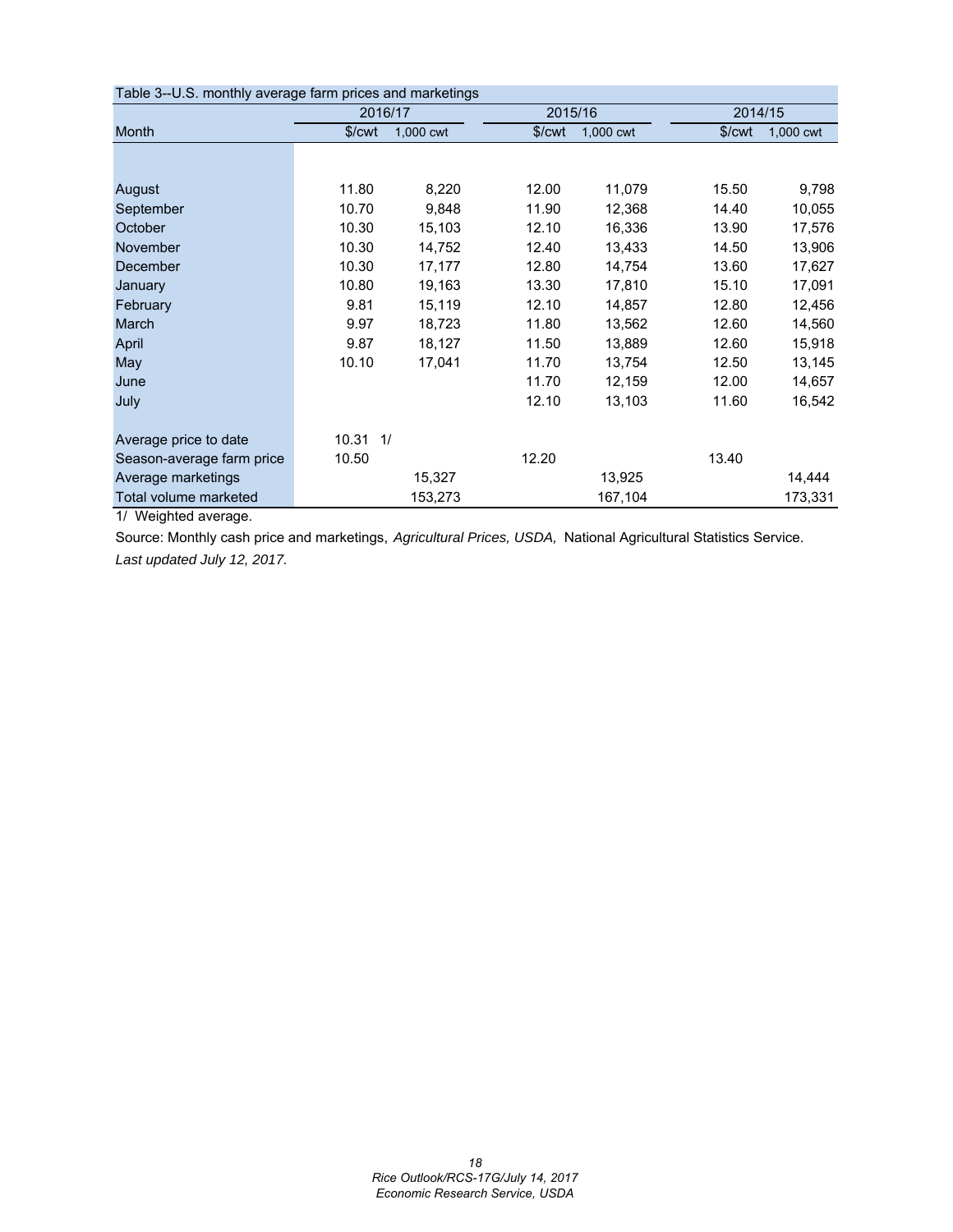Table 3--U.S. monthly average farm prices and marketings

| Month | 2016/17 | | 2015/16 | | 2014/15 | |
|---|---|---|---|---|---|---|
| | $/cwt | 1,000 cwt | $/cwt | 1,000 cwt | $/cwt | 1,000 cwt |
| August | 11.80 | 8,220 | 12.00 | 11,079 | 15.50 | 9,798 |
| September | 10.70 | 9,848 | 11.90 | 12,368 | 14.40 | 10,055 |
| October | 10.30 | 15,103 | 12.10 | 16,336 | 13.90 | 17,576 |
| November | 10.30 | 14,752 | 12.40 | 13,433 | 14.50 | 13,906 |
| December | 10.30 | 17,177 | 12.80 | 14,754 | 13.60 | 17,627 |
| January | 10.80 | 19,163 | 13.30 | 17,810 | 15.10 | 17,091 |
| February | 9.81 | 15,119 | 12.10 | 14,857 | 12.80 | 12,456 |
| March | 9.97 | 18,723 | 11.80 | 13,562 | 12.60 | 14,560 |
| April | 9.87 | 18,127 | 11.50 | 13,889 | 12.60 | 15,918 |
| May | 10.10 | 17,041 | 11.70 | 13,754 | 12.50 | 13,145 |
| June | | | 11.70 | 12,159 | 12.00 | 14,657 |
| July | | | 12.10 | 13,103 | 11.60 | 16,542 |
| Average price to date | 10.31 1/ | | | | | |
| Season-average farm price | 10.50 | | 12.20 | | 13.40 | |
| Average marketings | | 15,327 | | 13,925 | | 14,444 |
| Total volume marketed | | 153,273 | | 167,104 | | 173,331 |

1/ Weighted average.

Source: Monthly cash price and marketings, *Agricultural Prices, USDA,* National Agricultural Statistics Service.

*Last updated July 12, 2017.*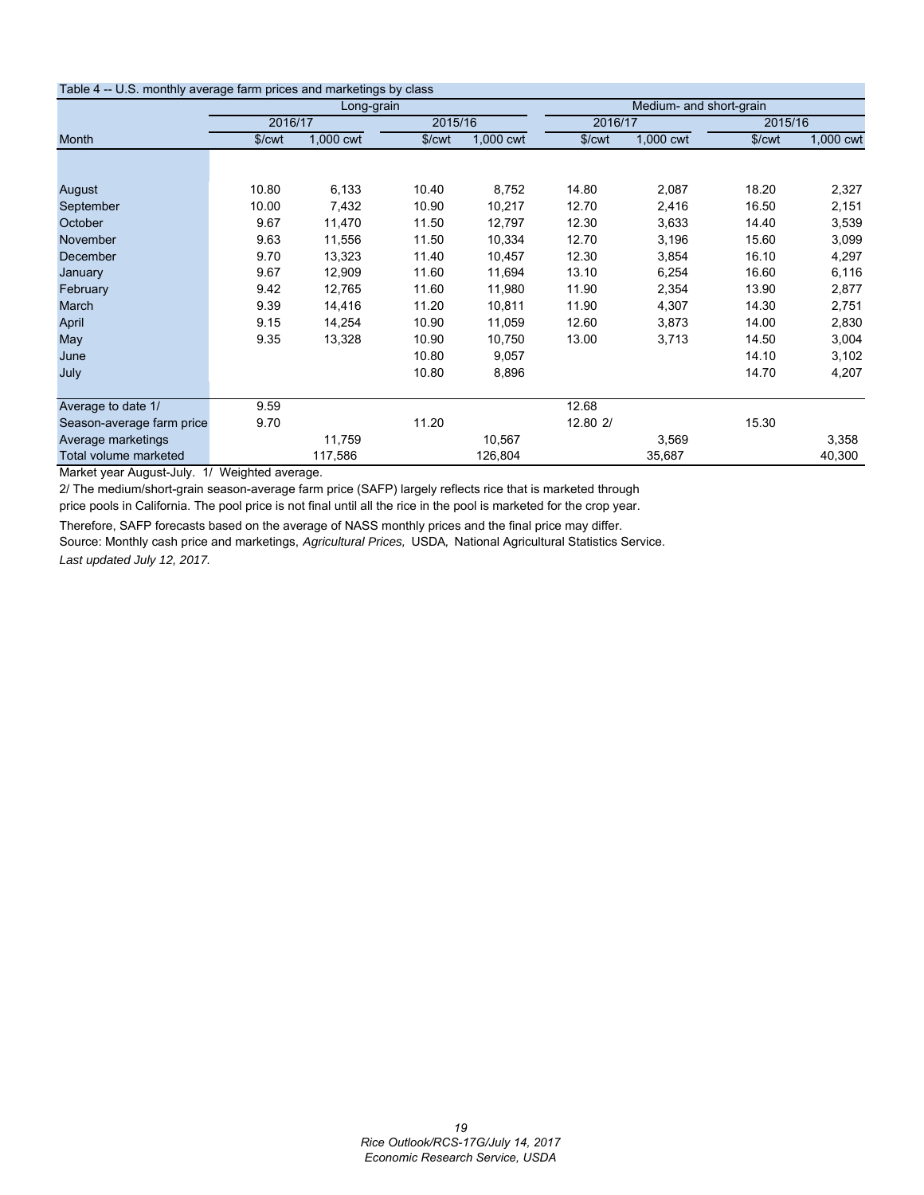Table 4 -- U.S. monthly average farm prices and marketings by class

| | Long-grain | | | | Medium- and short-grain | | | |
|---|---|---|---|---|---|---|---|---|
| | 2016/17 | | 2015/16 | | 2016/17 | | 2015/16 | |
| Month | $/cwt | 1,000 cwt | $/cwt | 1,000 cwt | $/cwt | 1,000 cwt | $/cwt | 1,000 cwt |
| August | 10.80 | 6,133 | 10.40 | 8,752 | 14.80 | 2,087 | 18.20 | 2,327 |
| September | 10.00 | 7,432 | 10.90 | 10,217 | 12.70 | 2,416 | 16.50 | 2,151 |
| October | 9.67 | 11,470 | 11.50 | 12,797 | 12.30 | 3,633 | 14.40 | 3,539 |
| November | 9.63 | 11,556 | 11.50 | 10,334 | 12.70 | 3,196 | 15.60 | 3,099 |
| December | 9.70 | 13,323 | 11.40 | 10,457 | 12.30 | 3,854 | 16.10 | 4,297 |
| January | 9.67 | 12,909 | 11.60 | 11,694 | 13.10 | 6,254 | 16.60 | 6,116 |
| February | 9.42 | 12,765 | 11.60 | 11,980 | 11.90 | 2,354 | 13.90 | 2,877 |
| March | 9.39 | 14,416 | 11.20 | 10,811 | 11.90 | 4,307 | 14.30 | 2,751 |
| April | 9.15 | 14,254 | 10.90 | 11,059 | 12.60 | 3,873 | 14.00 | 2,830 |
| May | 9.35 | 13,328 | 10.90 | 10,750 | 13.00 | 3,713 | 14.50 | 3,004 |
| June | | | 10.80 | 9,057 | | | 14.10 | 3,102 |
| July | | | 10.80 | 8,896 | | | 14.70 | 4,207 |
| Average to date 1/ | 9.59 | | | | 12.68 | | | |
| Season-average farm price | 9.70 | | 11.20 | | 12.80 2/ | | 15.30 | |
| Average marketings | | 11,759 | | 10,567 | | 3,569 | | 3,358 |
| Total volume marketed | | 117,586 | | 126,804 | | 35,687 | | 40,300 |

Market year August-July. 1/ Weighted average.

2/ The medium/short-grain season-average farm price (SAFP) largely reflects rice that is marketed through price pools in California. The pool price is not final until all the rice in the pool is marketed for the crop year.

Therefore, SAFP forecasts based on the average of NASS monthly prices and the final price may differ.

Source: Monthly cash price and marketings, *Agricultural Prices,* USDA, National Agricultural Statistics Service.

*Last updated July 12, 2017.*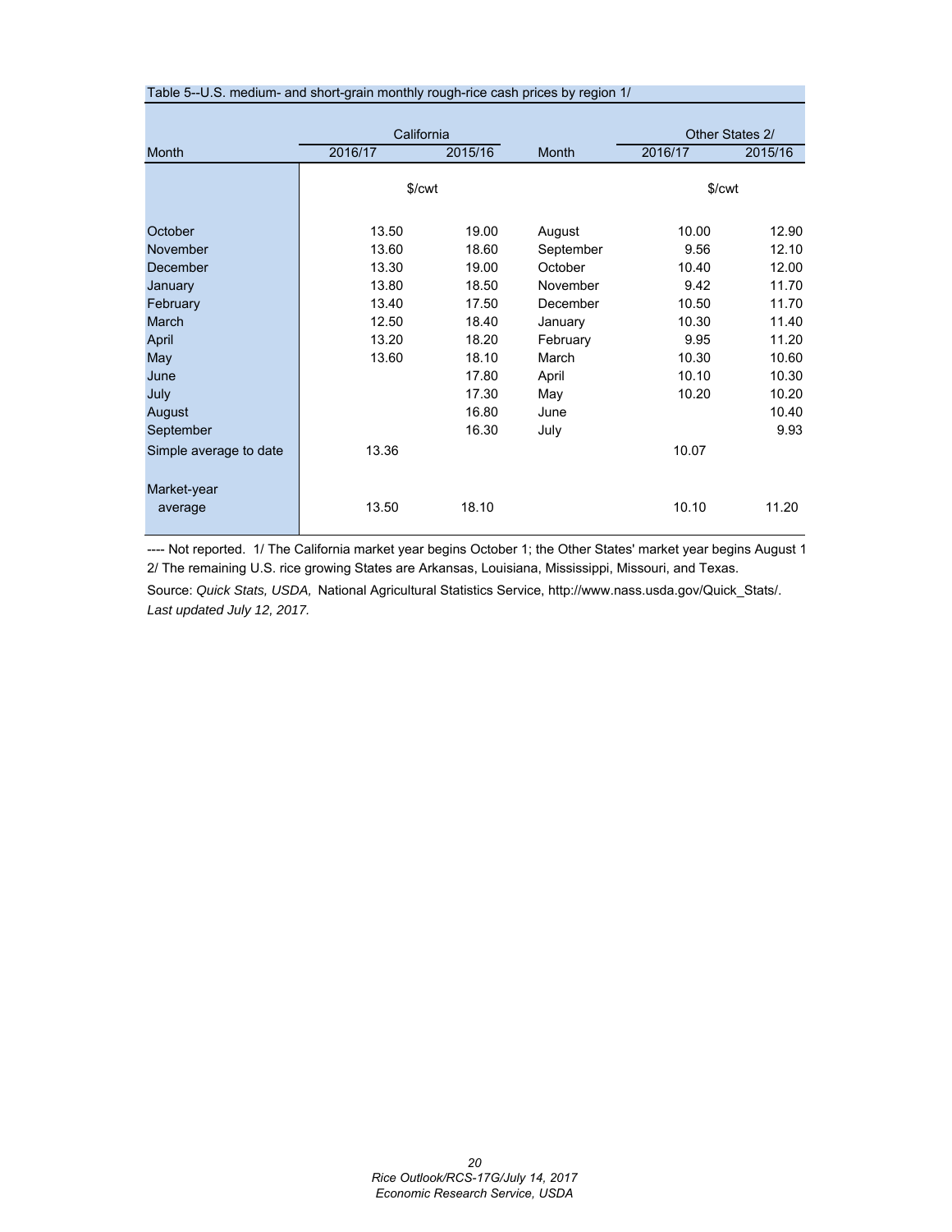Table 5--U.S. medium- and short-grain monthly rough-rice cash prices by region 1/

| Month | California | | Month | Other States 2/ | |
|---|---|---|---|---|---|
| | 2016/17 | 2015/16 | | 2016/17 | 2015/16 |
| | $/cwt | | | $/cwt | |
| October | 13.50 | 19.00 | August | 10.00 | 12.90 |
| November | 13.60 | 18.60 | September | 9.56 | 12.10 |
| December | 13.30 | 19.00 | October | 10.40 | 12.00 |
| January | 13.80 | 18.50 | November | 9.42 | 11.70 |
| February | 13.40 | 17.50 | December | 10.50 | 11.70 |
| March | 12.50 | 18.40 | January | 10.30 | 11.40 |
| April | 13.20 | 18.20 | February | 9.95 | 11.20 |
| May | 13.60 | 18.10 | March | 10.30 | 10.60 |
| June | | 17.80 | April | 10.10 | 10.30 |
| July | | 17.30 | May | 10.20 | 10.20 |
| August | | 16.80 | June | | 10.40 |
| September | | 16.30 | July | | 9.93 |
| Simple average to date | 13.36 | | | 10.07 | |
| Market-year average | 13.50 | 18.10 | | 10.10 | 11.20 |

---- Not reported. 1/ The California market year begins October 1; the Other States' market year begins August 1
2/ The remaining U.S. rice growing States are Arkansas, Louisiana, Mississippi, Missouri, and Texas.

Source: *Quick Stats, USDA,* National Agricultural Statistics Service, http://www.nass.usda.gov/Quick_Stats/.

*Last updated July 12, 2017.*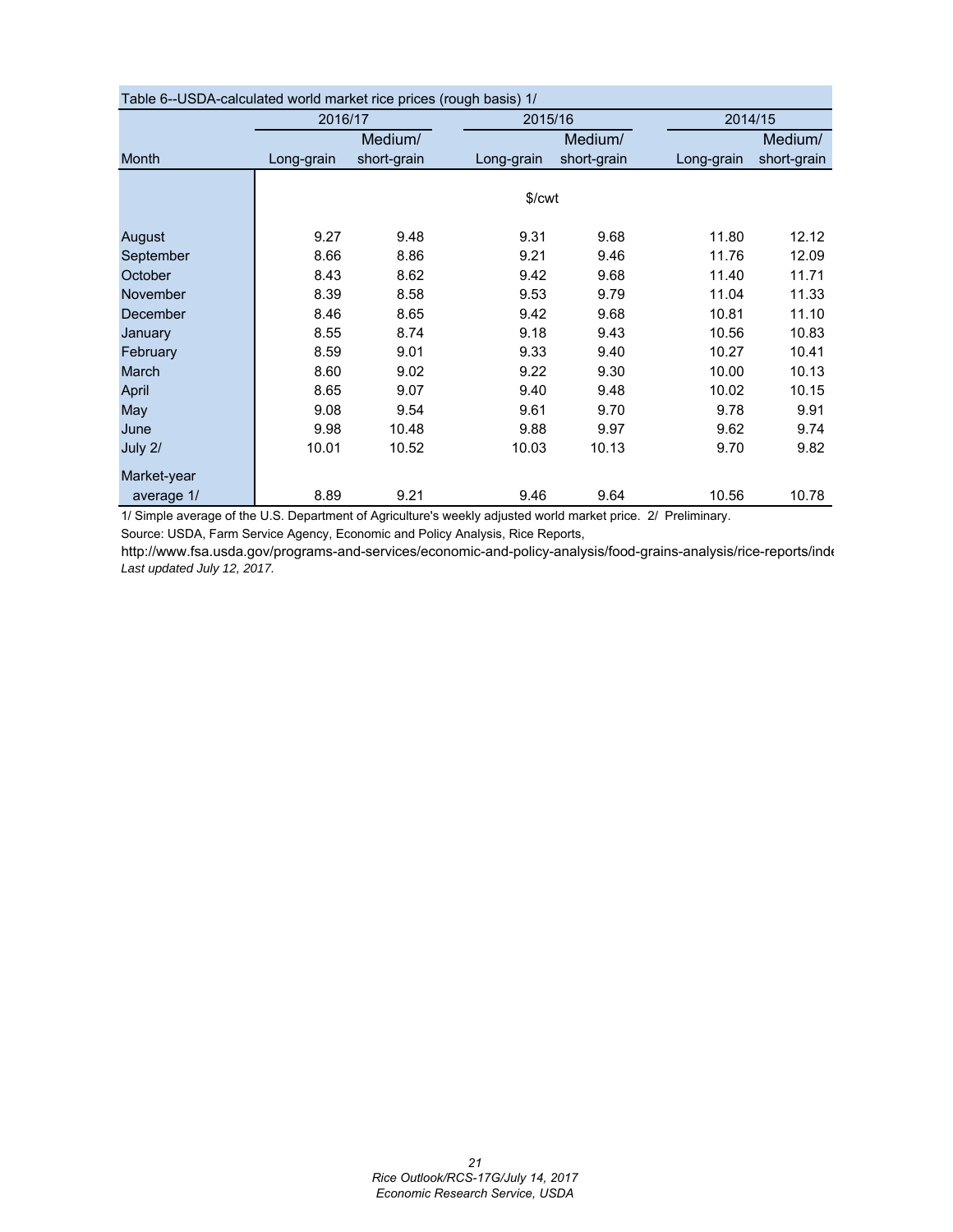Table 6--USDA-calculated world market rice prices (rough basis) 1/

| Month | 2016/17 | | 2015/16 | | 2014/15 | |
|---|---|---|---|---|---|---|
| | Long-grain | Medium/ short-grain | Long-grain | Medium/ short-grain | Long-grain | Medium/ short-grain |
| | $/cwt | | | | | |
| August | 9.27 | 9.48 | 9.31 | 9.68 | 11.80 | 12.12 |
| September | 8.66 | 8.86 | 9.21 | 9.46 | 11.76 | 12.09 |
| October | 8.43 | 8.62 | 9.42 | 9.68 | 11.40 | 11.71 |
| November | 8.39 | 8.58 | 9.53 | 9.79 | 11.04 | 11.33 |
| December | 8.46 | 8.65 | 9.42 | 9.68 | 10.81 | 11.10 |
| January | 8.55 | 8.74 | 9.18 | 9.43 | 10.56 | 10.83 |
| February | 8.59 | 9.01 | 9.33 | 9.40 | 10.27 | 10.41 |
| March | 8.60 | 9.02 | 9.22 | 9.30 | 10.00 | 10.13 |
| April | 8.65 | 9.07 | 9.40 | 9.48 | 10.02 | 10.15 |
| May | 9.08 | 9.54 | 9.61 | 9.70 | 9.78 | 9.91 |
| June | 9.98 | 10.48 | 9.88 | 9.97 | 9.62 | 9.74 |
| July 2/ | 10.01 | 10.52 | 10.03 | 10.13 | 9.70 | 9.82 |
| Market-year average 1/ | 8.89 | 9.21 | 9.46 | 9.64 | 10.56 | 10.78 |

1/ Simple average of the U.S. Department of Agriculture's weekly adjusted world market price. 2/ Preliminary.

Source: USDA, Farm Service Agency, Economic and Policy Analysis, Rice Reports,

http://www.fsa.usda.gov/programs-and-services/economic-and-policy-analysis/food-grains-analysis/rice-reports/inde

*Last updated July 12, 2017.*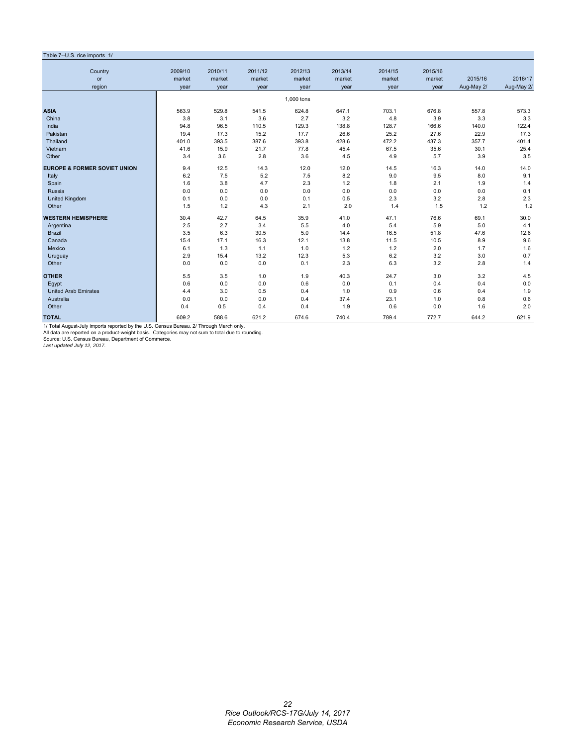Table 7--U.S. rice imports 1/

| Country or region | 2009/10 market year | 2010/11 market year | 2011/12 market year | 2012/13 market year | 2013/14 market year | 2014/15 market year | 2015/16 market year | 2015/16 Aug-May 2/ | 2016/17 Aug-May 2/ |
|---|---|---|---|---|---|---|---|---|---|
| | | | | 1,000 tons | | | | | |
| **ASIA** | 563.9 | 529.8 | 541.5 | 624.8 | 647.1 | 703.1 | 676.8 | 557.8 | 573.3 |
| China | 3.8 | 3.1 | 3.6 | 2.7 | 3.2 | 4.8 | 3.9 | 3.3 | 3.3 |
| India | 94.8 | 96.5 | 110.5 | 129.3 | 138.8 | 128.7 | 166.6 | 140.0 | 122.4 |
| Pakistan | 19.4 | 17.3 | 15.2 | 17.7 | 26.6 | 25.2 | 27.6 | 22.9 | 17.3 |
| Thailand | 401.0 | 393.5 | 387.6 | 393.8 | 428.6 | 472.2 | 437.3 | 357.7 | 401.4 |
| Vietnam | 41.6 | 15.9 | 21.7 | 77.8 | 45.4 | 67.5 | 35.6 | 30.1 | 25.4 |
| Other | 3.4 | 3.6 | 2.8 | 3.6 | 4.5 | 4.9 | 5.7 | 3.9 | 3.5 |
| **EUROPE & FORMER SOVIET UNION** | 9.4 | 12.5 | 14.3 | 12.0 | 12.0 | 14.5 | 16.3 | 14.0 | 14.0 |
| Italy | 6.2 | 7.5 | 5.2 | 7.5 | 8.2 | 9.0 | 9.5 | 8.0 | 9.1 |
| Spain | 1.6 | 3.8 | 4.7 | 2.3 | 1.2 | 1.8 | 2.1 | 1.9 | 1.4 |
| Russia | 0.0 | 0.0 | 0.0 | 0.0 | 0.0 | 0.0 | 0.0 | 0.0 | 0.1 |
| United Kingdom | 0.1 | 0.0 | 0.0 | 0.1 | 0.5 | 2.3 | 3.2 | 2.8 | 2.3 |
| Other | 1.5 | 1.2 | 4.3 | 2.1 | 2.0 | 1.4 | 1.5 | 1.2 | 1.2 |
| **WESTERN HEMISPHERE** | 30.4 | 42.7 | 64.5 | 35.9 | 41.0 | 47.1 | 76.6 | 69.1 | 30.0 |
| Argentina | 2.5 | 2.7 | 3.4 | 5.5 | 4.0 | 5.4 | 5.9 | 5.0 | 4.1 |
| Brazil | 3.5 | 6.3 | 30.5 | 5.0 | 14.4 | 16.5 | 51.8 | 47.6 | 12.6 |
| Canada | 15.4 | 17.1 | 16.3 | 12.1 | 13.8 | 11.5 | 10.5 | 8.9 | 9.6 |
| Mexico | 6.1 | 1.3 | 1.1 | 1.0 | 1.2 | 1.2 | 2.0 | 1.7 | 1.6 |
| Uruguay | 2.9 | 15.4 | 13.2 | 12.3 | 5.3 | 6.2 | 3.2 | 3.0 | 0.7 |
| Other | 0.0 | 0.0 | 0.0 | 0.1 | 2.3 | 6.3 | 3.2 | 2.8 | 1.4 |
| **OTHER** | 5.5 | 3.5 | 1.0 | 1.9 | 40.3 | 24.7 | 3.0 | 3.2 | 4.5 |
| Egypt | 0.6 | 0.0 | 0.0 | 0.6 | 0.0 | 0.1 | 0.4 | 0.4 | 0.0 |
| United Arab Emirates | 4.4 | 3.0 | 0.5 | 0.4 | 1.0 | 0.9 | 0.6 | 0.4 | 1.9 |
| Australia | 0.0 | 0.0 | 0.0 | 0.4 | 37.4 | 23.1 | 1.0 | 0.8 | 0.6 |
| Other | 0.4 | 0.5 | 0.4 | 0.4 | 1.9 | 0.6 | 0.0 | 1.6 | 2.0 |
| **TOTAL** | 609.2 | 588.6 | 621.2 | 674.6 | 740.4 | 789.4 | 772.7 | 644.2 | 621.9 |

1/ Total August-July imports reported by the U.S. Census Bureau. 2/ Through March only.
All data are reported on a product-weight basis. Categories may not sum to total due to rounding.
Source: U.S. Census Bureau, Department of Commerce.
*Last updated July 12, 2017.*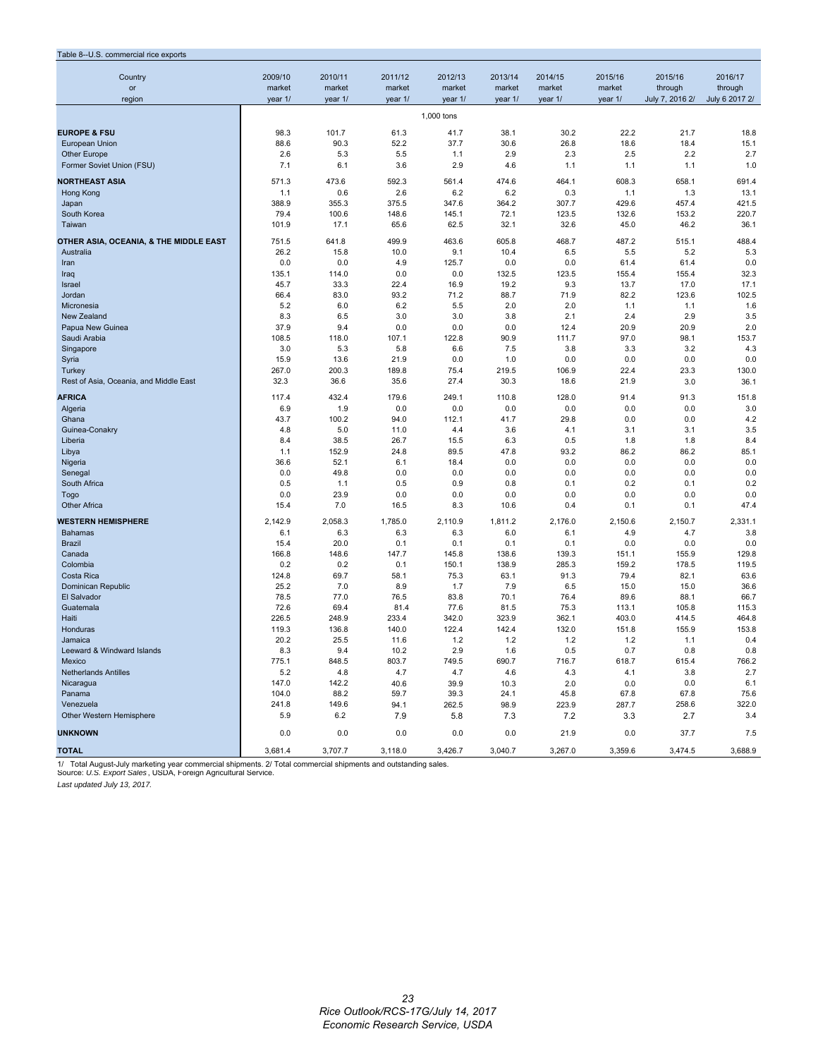Table 8--U.S. commercial rice exports

| Country or region | 2009/10 market year 1/ | 2010/11 market year 1/ | 2011/12 market year 1/ | 2012/13 market year 1/ | 2013/14 market year 1/ | 2014/15 market year 1/ | 2015/16 market year 1/ | 2015/16 through July 7, 2016 2/ | 2016/17 through July 6 2017 2/ |
|---|---|---|---|---|---|---|---|---|---|
| | 1,000 tons | | | | | | | | |
| **EUROPE & FSU** | 98.3 | 101.7 | 61.3 | 41.7 | 38.1 | 30.2 | 22.2 | 21.7 | 18.8 |
| European Union | 88.6 | 90.3 | 52.2 | 37.7 | 30.6 | 26.8 | 18.6 | 18.4 | 15.1 |
| Other Europe | 2.6 | 5.3 | 5.5 | 1.1 | 2.9 | 2.3 | 2.5 | 2.2 | 2.7 |
| Former Soviet Union (FSU) | 7.1 | 6.1 | 3.6 | 2.9 | 4.6 | 1.1 | 1.1 | 1.1 | 1.0 |
| **NORTHEAST ASIA** | 571.3 | 473.6 | 592.3 | 561.4 | 474.6 | 464.1 | 608.3 | 658.1 | 691.4 |
| Hong Kong | 1.1 | 0.6 | 2.6 | 6.2 | 6.2 | 0.3 | 1.1 | 1.3 | 13.1 |
| Japan | 388.9 | 355.3 | 375.5 | 347.6 | 364.2 | 307.7 | 429.6 | 457.4 | 421.5 |
| South Korea | 79.4 | 100.6 | 148.6 | 145.1 | 72.1 | 123.5 | 132.6 | 153.2 | 220.7 |
| Taiwan | 101.9 | 17.1 | 65.6 | 62.5 | 32.1 | 32.6 | 45.0 | 46.2 | 36.1 |
| **OTHER ASIA, OCEANIA, & THE MIDDLE EAST** | 751.5 | 641.8 | 499.9 | 463.6 | 605.8 | 468.7 | 487.2 | 515.1 | 488.4 |
| Australia | 26.2 | 15.8 | 10.0 | 9.1 | 10.4 | 6.5 | 5.5 | 5.2 | 5.3 |
| Iran | 0.0 | 0.0 | 4.9 | 125.7 | 0.0 | 0.0 | 61.4 | 61.4 | 0.0 |
| Iraq | 135.1 | 114.0 | 0.0 | 0.0 | 132.5 | 123.5 | 155.4 | 155.4 | 32.3 |
| Israel | 45.7 | 33.3 | 22.4 | 16.9 | 19.2 | 9.3 | 13.7 | 17.0 | 17.1 |
| Jordan | 66.4 | 83.0 | 93.2 | 71.2 | 88.7 | 71.9 | 82.2 | 123.6 | 102.5 |
| Micronesia | 5.2 | 6.0 | 6.2 | 5.5 | 2.0 | 2.0 | 1.1 | 1.1 | 1.6 |
| New Zealand | 8.3 | 6.5 | 3.0 | 3.0 | 3.8 | 2.1 | 2.4 | 2.9 | 3.5 |
| Papua New Guinea | 37.9 | 9.4 | 0.0 | 0.0 | 0.0 | 12.4 | 20.9 | 20.9 | 2.0 |
| Saudi Arabia | 108.5 | 118.0 | 107.1 | 122.8 | 90.9 | 111.7 | 97.0 | 98.1 | 153.7 |
| Singapore | 3.0 | 5.3 | 5.8 | 6.6 | 7.5 | 3.8 | 3.3 | 3.2 | 4.3 |
| Syria | 15.9 | 13.6 | 21.9 | 0.0 | 1.0 | 0.0 | 0.0 | 0.0 | 0.0 |
| Turkey | 267.0 | 200.3 | 189.8 | 75.4 | 219.5 | 106.9 | 22.4 | 23.3 | 130.0 |
| Rest of Asia, Oceania, and Middle East | 32.3 | 36.6 | 35.6 | 27.4 | 30.3 | 18.6 | 21.9 | 3.0 | 36.1 |
| **AFRICA** | 117.4 | 432.4 | 179.6 | 249.1 | 110.8 | 128.0 | 91.4 | 91.3 | 151.8 |
| Algeria | 6.9 | 1.9 | 0.0 | 0.0 | 0.0 | 0.0 | 0.0 | 0.0 | 3.0 |
| Ghana | 43.7 | 100.2 | 94.0 | 112.1 | 41.7 | 29.8 | 0.0 | 0.0 | 4.2 |
| Guinea-Conakry | 4.8 | 5.0 | 11.0 | 4.4 | 3.6 | 4.1 | 3.1 | 3.1 | 3.5 |
| Liberia | 8.4 | 38.5 | 26.7 | 15.5 | 6.3 | 0.5 | 1.8 | 1.8 | 8.4 |
| Libya | 1.1 | 152.9 | 24.8 | 89.5 | 47.8 | 93.2 | 86.2 | 86.2 | 85.1 |
| Nigeria | 36.6 | 52.1 | 6.1 | 18.4 | 0.0 | 0.0 | 0.0 | 0.0 | 0.0 |
| Senegal | 0.0 | 49.8 | 0.0 | 0.0 | 0.0 | 0.0 | 0.0 | 0.0 | 0.0 |
| South Africa | 0.5 | 1.1 | 0.5 | 0.9 | 0.8 | 0.1 | 0.2 | 0.1 | 0.2 |
| Togo | 0.0 | 23.9 | 0.0 | 0.0 | 0.0 | 0.0 | 0.0 | 0.0 | 0.0 |
| Other Africa | 15.4 | 7.0 | 16.5 | 8.3 | 10.6 | 0.4 | 0.1 | 0.1 | 47.4 |
| **WESTERN HEMISPHERE** | 2,142.9 | 2,058.3 | 1,785.0 | 2,110.9 | 1,811.2 | 2,176.0 | 2,150.6 | 2,150.7 | 2,331.1 |
| Bahamas | 6.1 | 6.3 | 6.3 | 6.3 | 6.0 | 6.1 | 4.9 | 4.7 | 3.8 |
| Brazil | 15.4 | 20.0 | 0.1 | 0.1 | 0.1 | 0.1 | 0.0 | 0.0 | 0.0 |
| Canada | 166.8 | 148.6 | 147.7 | 145.8 | 138.6 | 139.3 | 151.1 | 155.9 | 129.8 |
| Colombia | 0.2 | 0.2 | 0.1 | 150.1 | 138.9 | 285.3 | 159.2 | 178.5 | 119.5 |
| Costa Rica | 124.8 | 69.7 | 58.1 | 75.3 | 63.1 | 91.3 | 79.4 | 82.1 | 63.6 |
| Dominican Republic | 25.2 | 7.0 | 8.9 | 1.7 | 7.9 | 6.5 | 15.0 | 15.0 | 36.6 |
| El Salvador | 78.5 | 77.0 | 76.5 | 83.8 | 70.1 | 76.4 | 89.6 | 88.1 | 66.7 |
| Guatemala | 72.6 | 69.4 | 81.4 | 77.6 | 81.5 | 75.3 | 113.1 | 105.8 | 115.3 |
| Haiti | 226.5 | 248.9 | 233.4 | 342.0 | 323.9 | 362.1 | 403.0 | 414.5 | 464.8 |
| Honduras | 119.3 | 136.8 | 140.0 | 122.4 | 142.4 | 132.0 | 151.8 | 155.9 | 153.8 |
| Jamaica | 20.2 | 25.5 | 11.6 | 1.2 | 1.2 | 1.2 | 1.2 | 1.1 | 0.4 |
| Leeward & Windward Islands | 8.3 | 9.4 | 10.2 | 2.9 | 1.6 | 0.5 | 0.7 | 0.8 | 0.8 |
| Mexico | 775.1 | 848.5 | 803.7 | 749.5 | 690.7 | 716.7 | 618.7 | 615.4 | 766.2 |
| Netherlands Antilles | 5.2 | 4.8 | 4.7 | 4.7 | 4.6 | 4.3 | 4.1 | 3.8 | 2.7 |
| Nicaragua | 147.0 | 142.2 | 40.6 | 39.9 | 10.3 | 2.0 | 0.0 | 0.0 | 6.1 |
| Panama | 104.0 | 88.2 | 59.7 | 39.3 | 24.1 | 45.8 | 67.8 | 67.8 | 75.6 |
| Venezuela | 241.8 | 149.6 | 94.1 | 262.5 | 98.9 | 223.9 | 287.7 | 258.6 | 322.0 |
| Other Western Hemisphere | 5.9 | 6.2 | 7.9 | 5.8 | 7.3 | 7.2 | 3.3 | 2.7 | 3.4 |
| **UNKNOWN** | 0.0 | 0.0 | 0.0 | 0.0 | 0.0 | 21.9 | 0.0 | 37.7 | 7.5 |
| **TOTAL** | 3,681.4 | 3,707.7 | 3,118.0 | 3,426.7 | 3,040.7 | 3,267.0 | 3,359.6 | 3,474.5 | 3,688.9 |

1/ Total August-July marketing year commercial shipments. 2/ Total commercial shipments and outstanding sales.
Source: *U.S. Export Sales*, USDA, Foreign Agricultural Service.

*Last updated July 13, 2017.*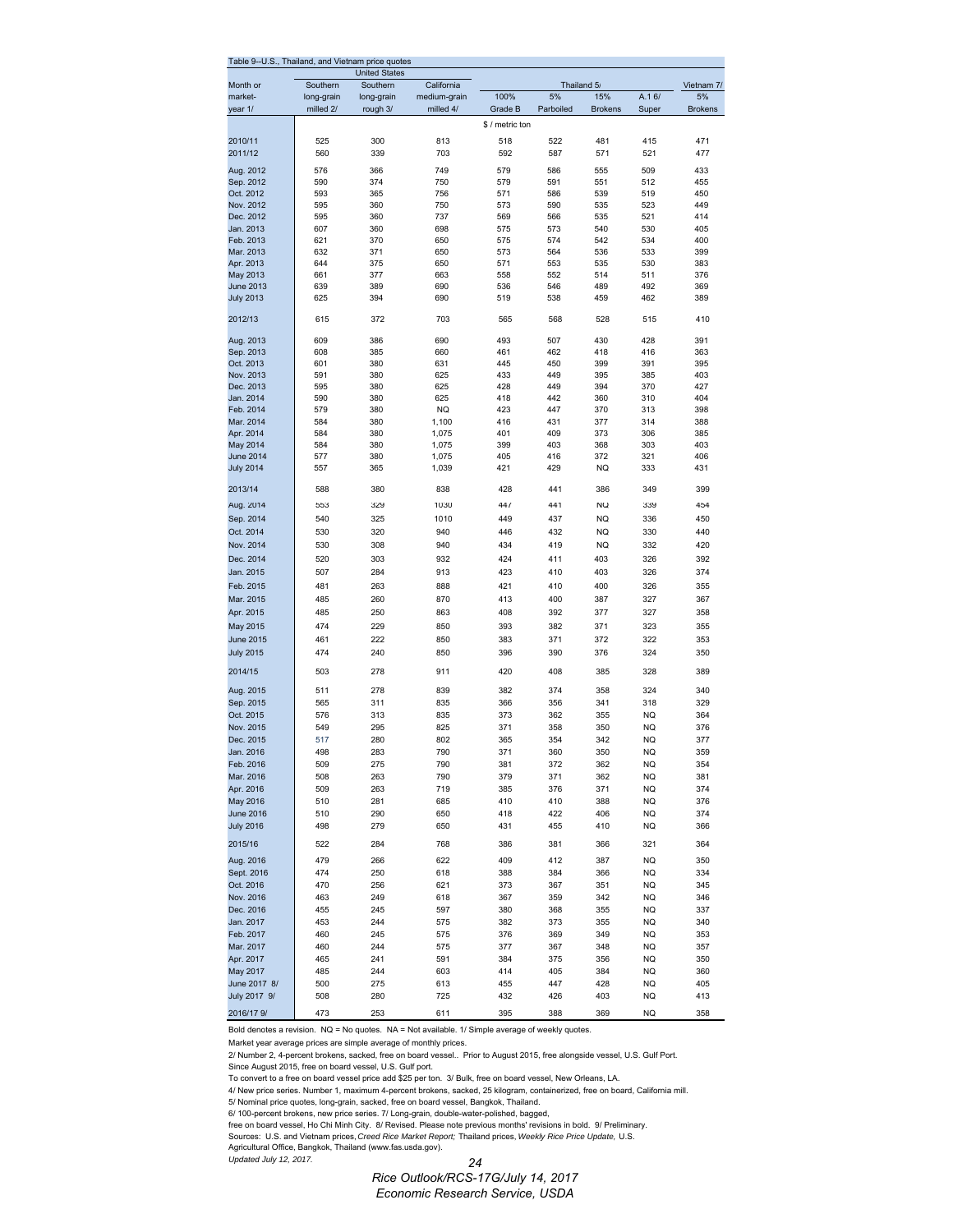Table 9--U.S., Thailand, and Vietnam price quotes

| Month or market-year 1/ | United States: Southern long-grain milled 2/ | United States: Southern long-grain rough 3/ | United States: California medium-grain milled 4/ | Thailand 5/: 100% Grade B | Thailand 5/: 5% Parboiled | Thailand 5/: 15% Brokens | Thailand 5/: A.1 6/ Super | Vietnam 7/: 5% Brokens |
|---|---|---|---|---|---|---|---|---|
| | $ / metric ton | | | | | | | |
| 2010/11 | 525 | 300 | 813 | 518 | 522 | 481 | 415 | 471 |
| 2011/12 | 560 | 339 | 703 | 592 | 587 | 571 | 521 | 477 |
| Aug. 2012 | 576 | 366 | 749 | 579 | 586 | 555 | 509 | 433 |
| Sep. 2012 | 590 | 374 | 750 | 579 | 591 | 551 | 512 | 455 |
| Oct. 2012 | 593 | 365 | 756 | 571 | 586 | 539 | 519 | 450 |
| Nov. 2012 | 595 | 360 | 750 | 573 | 590 | 535 | 523 | 449 |
| Dec. 2012 | 595 | 360 | 737 | 569 | 566 | 535 | 521 | 414 |
| Jan. 2013 | 607 | 360 | 698 | 575 | 573 | 540 | 530 | 405 |
| Feb. 2013 | 621 | 370 | 650 | 575 | 574 | 542 | 534 | 400 |
| Mar. 2013 | 632 | 371 | 650 | 573 | 564 | 536 | 533 | 399 |
| Apr. 2013 | 644 | 375 | 650 | 571 | 553 | 535 | 530 | 383 |
| May 2013 | 661 | 377 | 663 | 558 | 552 | 514 | 511 | 376 |
| June 2013 | 639 | 389 | 690 | 536 | 546 | 489 | 492 | 369 |
| July 2013 | 625 | 394 | 690 | 519 | 538 | 459 | 462 | 389 |
| 2012/13 | 615 | 372 | 703 | 565 | 568 | 528 | 515 | 410 |
| Aug. 2013 | 609 | 386 | 690 | 493 | 507 | 430 | 428 | 391 |
| Sep. 2013 | 608 | 385 | 660 | 461 | 462 | 418 | 416 | 363 |
| Oct. 2013 | 601 | 380 | 631 | 445 | 450 | 399 | 391 | 395 |
| Nov. 2013 | 591 | 380 | 625 | 433 | 449 | 395 | 385 | 403 |
| Dec. 2013 | 595 | 380 | 625 | 428 | 449 | 394 | 370 | 427 |
| Jan. 2014 | 590 | 380 | 625 | 418 | 442 | 360 | 310 | 404 |
| Feb. 2014 | 579 | 380 | NQ | 423 | 447 | 370 | 313 | 398 |
| Mar. 2014 | 584 | 380 | 1,100 | 416 | 431 | 377 | 314 | 388 |
| Apr. 2014 | 584 | 380 | 1,075 | 401 | 409 | 373 | 306 | 385 |
| May 2014 | 584 | 380 | 1,075 | 399 | 403 | 368 | 303 | 403 |
| June 2014 | 577 | 380 | 1,075 | 405 | 416 | 372 | 321 | 406 |
| July 2014 | 557 | 365 | 1,039 | 421 | 429 | NQ | 333 | 431 |
| 2013/14 | 588 | 380 | 838 | 428 | 441 | 386 | 349 | 399 |
| Aug. 2014 | 553 | 329 | 1030 | 447 | 441 | NQ | 339 | 454 |
| Sep. 2014 | 540 | 325 | 1010 | 449 | 437 | NQ | 336 | 450 |
| Oct. 2014 | 530 | 320 | 940 | 446 | 432 | NQ | 330 | 440 |
| Nov. 2014 | 530 | 308 | 940 | 434 | 419 | NQ | 332 | 420 |
| Dec. 2014 | 520 | 303 | 932 | 424 | 411 | 403 | 326 | 392 |
| Jan. 2015 | 507 | 284 | 913 | 423 | 410 | 403 | 326 | 374 |
| Feb. 2015 | 481 | 263 | 888 | 421 | 410 | 400 | 326 | 355 |
| Mar. 2015 | 485 | 260 | 870 | 413 | 400 | 387 | 327 | 367 |
| Apr. 2015 | 485 | 250 | 863 | 408 | 392 | 377 | 327 | 358 |
| May 2015 | 474 | 229 | 850 | 393 | 382 | 371 | 323 | 355 |
| June 2015 | 461 | 222 | 850 | 383 | 371 | 372 | 322 | 353 |
| July 2015 | 474 | 240 | 850 | 396 | 390 | 376 | 324 | 350 |
| 2014/15 | 503 | 278 | 911 | 420 | 408 | 385 | 328 | 389 |
| Aug. 2015 | 511 | 278 | 839 | 382 | 374 | 358 | 324 | 340 |
| Sep. 2015 | 565 | 311 | 835 | 366 | 356 | 341 | 318 | 329 |
| Oct. 2015 | 576 | 313 | 835 | 373 | 362 | 355 | NQ | 364 |
| Nov. 2015 | 549 | 295 | 825 | 371 | 358 | 350 | NQ | 376 |
| Dec. 2015 | 517 | 280 | 802 | 365 | 354 | 342 | NQ | 377 |
| Jan. 2016 | 498 | 283 | 790 | 371 | 360 | 350 | NQ | 359 |
| Feb. 2016 | 509 | 275 | 790 | 381 | 372 | 362 | NQ | 354 |
| Mar. 2016 | 508 | 263 | 790 | 379 | 371 | 362 | NQ | 381 |
| Apr. 2016 | 509 | 263 | 719 | 385 | 376 | 371 | NQ | 374 |
| May 2016 | 510 | 281 | 685 | 410 | 410 | 388 | NQ | 376 |
| June 2016 | 510 | 290 | 650 | 418 | 422 | 406 | NQ | 374 |
| July 2016 | 498 | 279 | 650 | 431 | 455 | 410 | NQ | 366 |
| 2015/16 | 522 | 284 | 768 | 386 | 381 | 366 | 321 | 364 |
| Aug. 2016 | 479 | 266 | 622 | 409 | 412 | 387 | NQ | 350 |
| Sept. 2016 | 474 | 250 | 618 | 388 | 384 | 366 | NQ | 334 |
| Oct. 2016 | 470 | 256 | 621 | 373 | 367 | 351 | NQ | 345 |
| Nov. 2016 | 463 | 249 | 618 | 367 | 359 | 342 | NQ | 346 |
| Dec. 2016 | 455 | 245 | 597 | 380 | 368 | 355 | NQ | 337 |
| Jan. 2017 | 453 | 244 | 575 | 382 | 373 | 355 | NQ | 340 |
| Feb. 2017 | 460 | 245 | 575 | 376 | 369 | 349 | NQ | 353 |
| Mar. 2017 | 460 | 244 | 575 | 377 | 367 | 348 | NQ | 357 |
| Apr. 2017 | 465 | 241 | 591 | 384 | 375 | 356 | NQ | 350 |
| May 2017 | 485 | 244 | 603 | 414 | 405 | 384 | NQ | 360 |
| June 2017 8/ | 500 | 275 | 613 | 455 | 447 | 428 | NQ | 405 |
| July 2017 9/ | 508 | 280 | 725 | 432 | 426 | 403 | NQ | 413 |
| 2016/17 9/ | 473 | 253 | 611 | 395 | 388 | 369 | NQ | 358 |

Bold denotes a revision. NQ = No quotes. NA = Not available. 1/ Simple average of weekly quotes.

Market year average prices are simple average of monthly prices.

2/ Number 2, 4-percent brokens, sacked, free on board vessel.. Prior to August 2015, free alongside vessel, U.S. Gulf Port.
Since August 2015, free on board vessel, U.S. Gulf port.

To convert to a free on board vessel price add $25 per ton. 3/ Bulk, free on board vessel, New Orleans, LA.

4/ New price series. Number 1, maximum 4-percent brokens, sacked, 25 kilogram, containerized, free on board, California mill.

5/ Nominal price quotes, long-grain, sacked, free on board vessel, Bangkok, Thailand.

6/ 100-percent brokens, new price series. 7/ Long-grain, double-water-polished, bagged,
free on board vessel, Ho Chi Minh City. 8/ Revised. Please note previous months' revisions in bold. 9/ Preliminary.

Sources: U.S. and Vietnam prices, *Creed Rice Market Report;* Thailand prices, *Weekly Rice Price Update,* U.S.
Agricultural Office, Bangkok, Thailand (www.fas.usda.gov).

*Updated July 12, 2017.*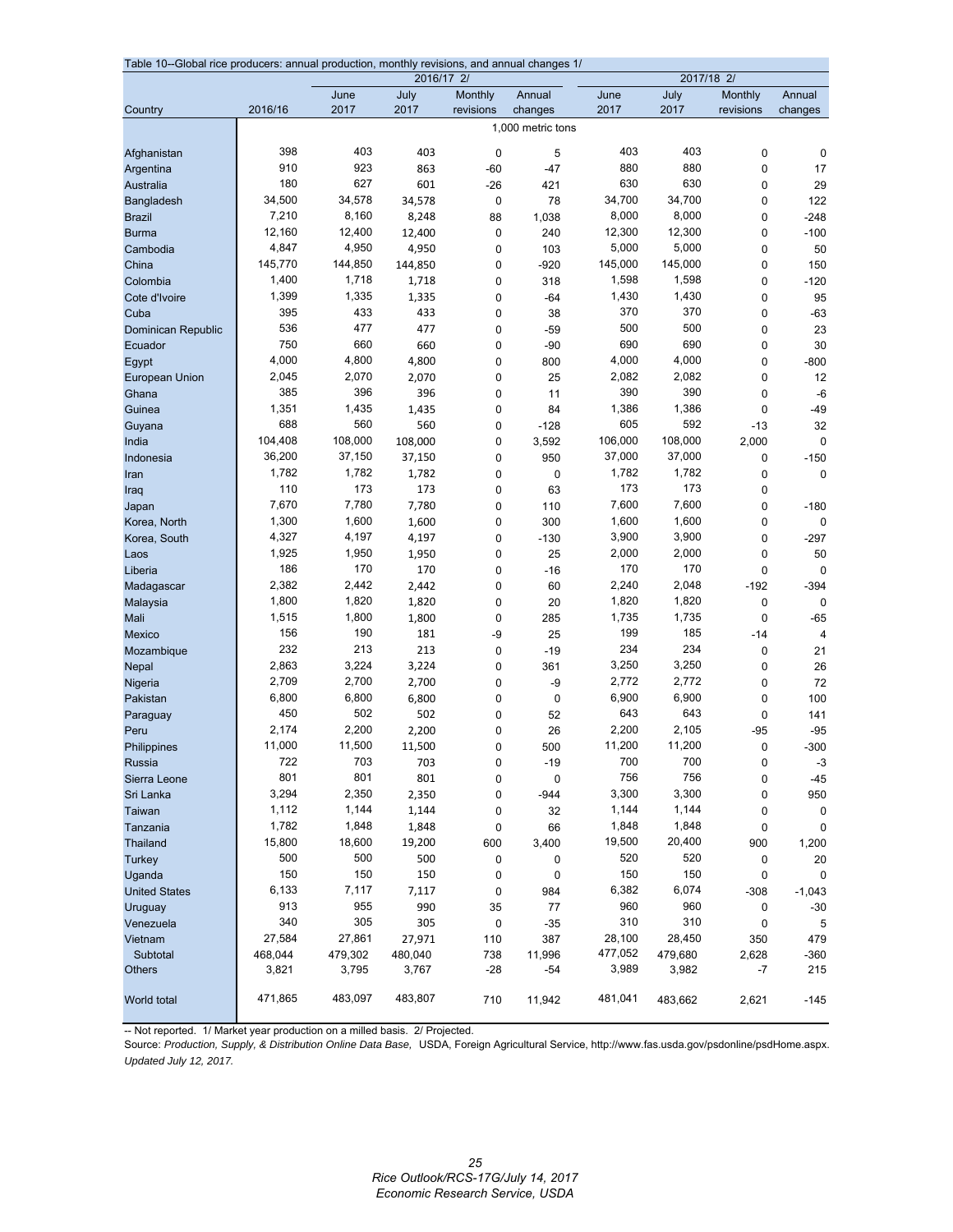Table 10--Global rice producers: annual production, monthly revisions, and annual changes 1/

| Country | 2016/16 | 2016/17 2/ | | | | 2017/18 2/ | | | |
|---|---|---|---|---|---|---|---|---|---|
| | | June 2017 | July 2017 | Monthly revisions | Annual changes | June 2017 | July 2017 | Monthly revisions | Annual changes |
| | 1,000 metric tons | | | | | | | | |
| Afghanistan | 398 | 403 | 403 | 0 | 5 | 403 | 403 | 0 | 0 |
| Argentina | 910 | 923 | 863 | -60 | -47 | 880 | 880 | 0 | 17 |
| Australia | 180 | 627 | 601 | -26 | 421 | 630 | 630 | 0 | 29 |
| Bangladesh | 34,500 | 34,578 | 34,578 | 0 | 78 | 34,700 | 34,700 | 0 | 122 |
| Brazil | 7,210 | 8,160 | 8,248 | 88 | 1,038 | 8,000 | 8,000 | 0 | -248 |
| Burma | 12,160 | 12,400 | 12,400 | 0 | 240 | 12,300 | 12,300 | 0 | -100 |
| Cambodia | 4,847 | 4,950 | 4,950 | 0 | 103 | 5,000 | 5,000 | 0 | 50 |
| China | 145,770 | 144,850 | 144,850 | 0 | -920 | 145,000 | 145,000 | 0 | 150 |
| Colombia | 1,400 | 1,718 | 1,718 | 0 | 318 | 1,598 | 1,598 | 0 | -120 |
| Cote d'Ivoire | 1,399 | 1,335 | 1,335 | 0 | -64 | 1,430 | 1,430 | 0 | 95 |
| Cuba | 395 | 433 | 433 | 0 | 38 | 370 | 370 | 0 | -63 |
| Dominican Republic | 536 | 477 | 477 | 0 | -59 | 500 | 500 | 0 | 23 |
| Ecuador | 750 | 660 | 660 | 0 | -90 | 690 | 690 | 0 | 30 |
| Egypt | 4,000 | 4,800 | 4,800 | 0 | 800 | 4,000 | 4,000 | 0 | -800 |
| European Union | 2,045 | 2,070 | 2,070 | 0 | 25 | 2,082 | 2,082 | 0 | 12 |
| Ghana | 385 | 396 | 396 | 0 | 11 | 390 | 390 | 0 | -6 |
| Guinea | 1,351 | 1,435 | 1,435 | 0 | 84 | 1,386 | 1,386 | 0 | -49 |
| Guyana | 688 | 560 | 560 | 0 | -128 | 605 | 592 | -13 | 32 |
| India | 104,408 | 108,000 | 108,000 | 0 | 3,592 | 106,000 | 108,000 | 2,000 | 0 |
| Indonesia | 36,200 | 37,150 | 37,150 | 0 | 950 | 37,000 | 37,000 | 0 | -150 |
| Iran | 1,782 | 1,782 | 1,782 | 0 | 0 | 1,782 | 1,782 | 0 | 0 |
| Iraq | 110 | 173 | 173 | 0 | 63 | 173 | 173 | 0 | |
| Japan | 7,670 | 7,780 | 7,780 | 0 | 110 | 7,600 | 7,600 | 0 | -180 |
| Korea, North | 1,300 | 1,600 | 1,600 | 0 | 300 | 1,600 | 1,600 | 0 | 0 |
| Korea, South | 4,327 | 4,197 | 4,197 | 0 | -130 | 3,900 | 3,900 | 0 | -297 |
| Laos | 1,925 | 1,950 | 1,950 | 0 | 25 | 2,000 | 2,000 | 0 | 50 |
| Liberia | 186 | 170 | 170 | 0 | -16 | 170 | 170 | 0 | 0 |
| Madagascar | 2,382 | 2,442 | 2,442 | 0 | 60 | 2,240 | 2,048 | -192 | -394 |
| Malaysia | 1,800 | 1,820 | 1,820 | 0 | 20 | 1,820 | 1,820 | 0 | 0 |
| Mali | 1,515 | 1,800 | 1,800 | 0 | 285 | 1,735 | 1,735 | 0 | -65 |
| Mexico | 156 | 190 | 181 | -9 | 25 | 199 | 185 | -14 | 4 |
| Mozambique | 232 | 213 | 213 | 0 | -19 | 234 | 234 | 0 | 21 |
| Nepal | 2,863 | 3,224 | 3,224 | 0 | 361 | 3,250 | 3,250 | 0 | 26 |
| Nigeria | 2,709 | 2,700 | 2,700 | 0 | -9 | 2,772 | 2,772 | 0 | 72 |
| Pakistan | 6,800 | 6,800 | 6,800 | 0 | 0 | 6,900 | 6,900 | 0 | 100 |
| Paraguay | 450 | 502 | 502 | 0 | 52 | 643 | 643 | 0 | 141 |
| Peru | 2,174 | 2,200 | 2,200 | 0 | 26 | 2,200 | 2,105 | -95 | -95 |
| Philippines | 11,000 | 11,500 | 11,500 | 0 | 500 | 11,200 | 11,200 | 0 | -300 |
| Russia | 722 | 703 | 703 | 0 | -19 | 700 | 700 | 0 | -3 |
| Sierra Leone | 801 | 801 | 801 | 0 | 0 | 756 | 756 | 0 | -45 |
| Sri Lanka | 3,294 | 2,350 | 2,350 | 0 | -944 | 3,300 | 3,300 | 0 | 950 |
| Taiwan | 1,112 | 1,144 | 1,144 | 0 | 32 | 1,144 | 1,144 | 0 | 0 |
| Tanzania | 1,782 | 1,848 | 1,848 | 0 | 66 | 1,848 | 1,848 | 0 | 0 |
| Thailand | 15,800 | 18,600 | 19,200 | 600 | 3,400 | 19,500 | 20,400 | 900 | 1,200 |
| Turkey | 500 | 500 | 500 | 0 | 0 | 520 | 520 | 0 | 20 |
| Uganda | 150 | 150 | 150 | 0 | 0 | 150 | 150 | 0 | 0 |
| United States | 6,133 | 7,117 | 7,117 | 0 | 984 | 6,382 | 6,074 | -308 | -1,043 |
| Uruguay | 913 | 955 | 990 | 35 | 77 | 960 | 960 | 0 | -30 |
| Venezuela | 340 | 305 | 305 | 0 | -35 | 310 | 310 | 0 | 5 |
| Vietnam | 27,584 | 27,861 | 27,971 | 110 | 387 | 28,100 | 28,450 | 350 | 479 |
| Subtotal | 468,044 | 479,302 | 480,040 | 738 | 11,996 | 477,052 | 479,680 | 2,628 | -360 |
| Others | 3,821 | 3,795 | 3,767 | -28 | -54 | 3,989 | 3,982 | -7 | 215 |
| World total | 471,865 | 483,097 | 483,807 | 710 | 11,942 | 481,041 | 483,662 | 2,621 | -145 |

-- Not reported. 1/ Market year production on a milled basis. 2/ Projected.

Source: *Production, Supply, & Distribution Online Data Base,* USDA, Foreign Agricultural Service, http://www.fas.usda.gov/psdonline/psdHome.aspx.

*Updated July 12, 2017.*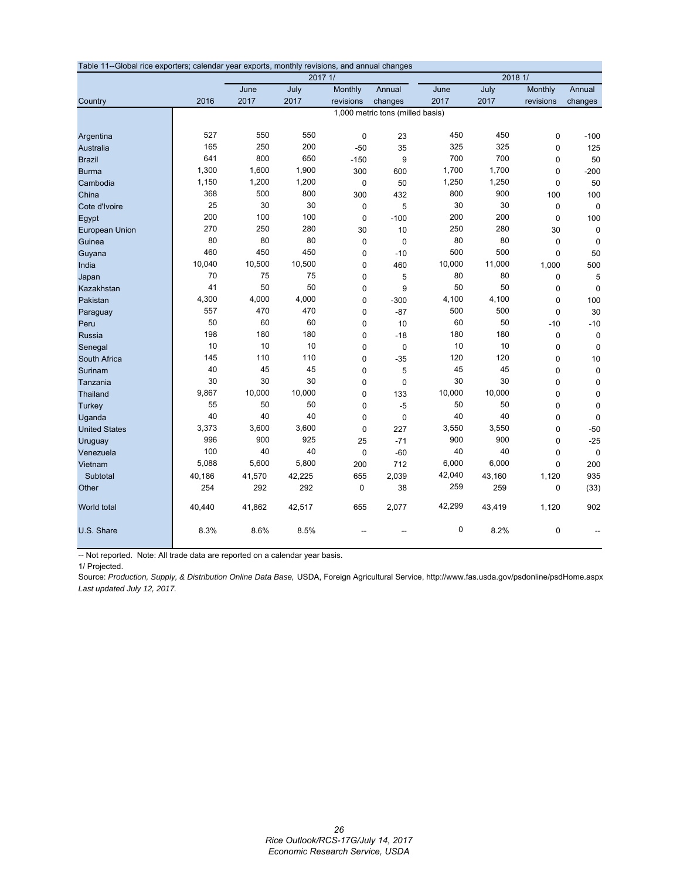Table 11--Global rice exporters; calendar year exports, monthly revisions, and annual changes

| | | 2017 1/ | | | | 2018 1/ | | | |
|---|---|---|---|---|---|---|---|---|---|
| Country | 2016 | June 2017 | July 2017 | Monthly revisions | Annual changes | June 2017 | July 2017 | Monthly revisions | Annual changes |
| | 1,000 metric tons (milled basis) | | | | | | | | |
| Argentina | 527 | 550 | 550 | 0 | 23 | 450 | 450 | 0 | -100 |
| Australia | 165 | 250 | 200 | -50 | 35 | 325 | 325 | 0 | 125 |
| Brazil | 641 | 800 | 650 | -150 | 9 | 700 | 700 | 0 | 50 |
| Burma | 1,300 | 1,600 | 1,900 | 300 | 600 | 1,700 | 1,700 | 0 | -200 |
| Cambodia | 1,150 | 1,200 | 1,200 | 0 | 50 | 1,250 | 1,250 | 0 | 50 |
| China | 368 | 500 | 800 | 300 | 432 | 800 | 900 | 100 | 100 |
| Cote d'Ivoire | 25 | 30 | 30 | 0 | 5 | 30 | 30 | 0 | 0 |
| Egypt | 200 | 100 | 100 | 0 | -100 | 200 | 200 | 0 | 100 |
| European Union | 270 | 250 | 280 | 30 | 10 | 250 | 280 | 30 | 0 |
| Guinea | 80 | 80 | 80 | 0 | 0 | 80 | 80 | 0 | 0 |
| Guyana | 460 | 450 | 450 | 0 | -10 | 500 | 500 | 0 | 50 |
| India | 10,040 | 10,500 | 10,500 | 0 | 460 | 10,000 | 11,000 | 1,000 | 500 |
| Japan | 70 | 75 | 75 | 0 | 5 | 80 | 80 | 0 | 5 |
| Kazakhstan | 41 | 50 | 50 | 0 | 9 | 50 | 50 | 0 | 0 |
| Pakistan | 4,300 | 4,000 | 4,000 | 0 | -300 | 4,100 | 4,100 | 0 | 100 |
| Paraguay | 557 | 470 | 470 | 0 | -87 | 500 | 500 | 0 | 30 |
| Peru | 50 | 60 | 60 | 0 | 10 | 60 | 50 | -10 | -10 |
| Russia | 198 | 180 | 180 | 0 | -18 | 180 | 180 | 0 | 0 |
| Senegal | 10 | 10 | 10 | 0 | 0 | 10 | 10 | 0 | 0 |
| South Africa | 145 | 110 | 110 | 0 | -35 | 120 | 120 | 0 | 10 |
| Surinam | 40 | 45 | 45 | 0 | 5 | 45 | 45 | 0 | 0 |
| Tanzania | 30 | 30 | 30 | 0 | 0 | 30 | 30 | 0 | 0 |
| Thailand | 9,867 | 10,000 | 10,000 | 0 | 133 | 10,000 | 10,000 | 0 | 0 |
| Turkey | 55 | 50 | 50 | 0 | -5 | 50 | 50 | 0 | 0 |
| Uganda | 40 | 40 | 40 | 0 | 0 | 40 | 40 | 0 | 0 |
| United States | 3,373 | 3,600 | 3,600 | 0 | 227 | 3,550 | 3,550 | 0 | -50 |
| Uruguay | 996 | 900 | 925 | 25 | -71 | 900 | 900 | 0 | -25 |
| Venezuela | 100 | 40 | 40 | 0 | -60 | 40 | 40 | 0 | 0 |
| Vietnam | 5,088 | 5,600 | 5,800 | 200 | 712 | 6,000 | 6,000 | 0 | 200 |
| Subtotal | 40,186 | 41,570 | 42,225 | 655 | 2,039 | 42,040 | 43,160 | 1,120 | 935 |
| Other | 254 | 292 | 292 | 0 | 38 | 259 | 259 | 0 | (33) |
| World total | 40,440 | 41,862 | 42,517 | 655 | 2,077 | 42,299 | 43,419 | 1,120 | 902 |
| U.S. Share | 8.3% | 8.6% | 8.5% | -- | -- | 0 | 8.2% | 0 | -- |

-- Not reported. Note: All trade data are reported on a calendar year basis.

1/ Projected.

Source: *Production, Supply, & Distribution Online Data Base,* USDA, Foreign Agricultural Service, http://www.fas.usda.gov/psdonline/psdHome.aspx

*Last updated July 12, 2017.*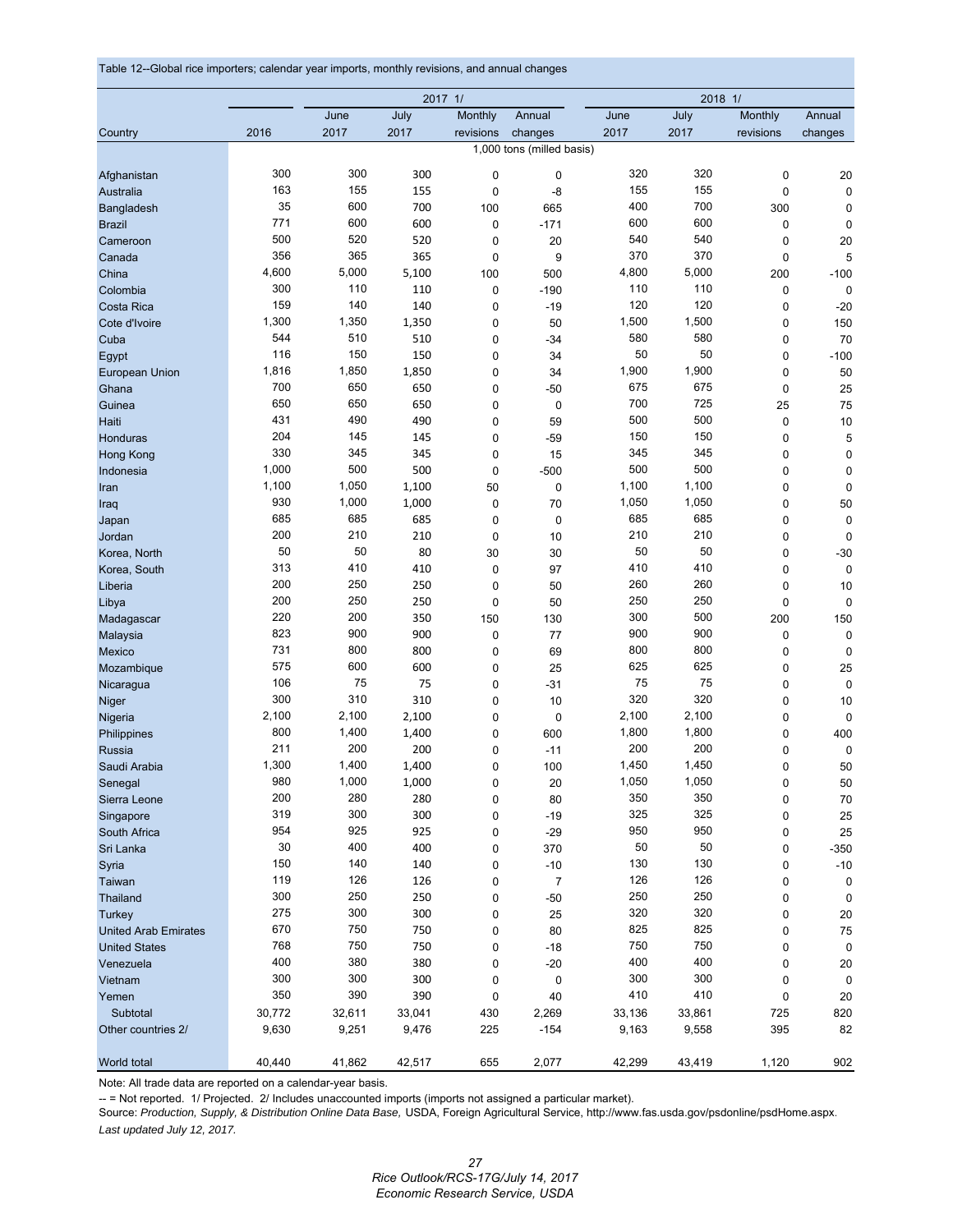Table 12--Global rice importers; calendar year imports, monthly revisions, and annual changes

| | | 2017 1/ | | | | 2018 1/ | | | |
|---|---|---|---|---|---|---|---|---|---|
| Country | 2016 | June 2017 | July 2017 | Monthly revisions | Annual changes | June 2017 | July 2017 | Monthly revisions | Annual changes |
| | | | | 1,000 tons (milled basis) | | | | | |
| Afghanistan | 300 | 300 | 300 | 0 | 0 | 320 | 320 | 0 | 20 |
| Australia | 163 | 155 | 155 | 0 | -8 | 155 | 155 | 0 | 0 |
| Bangladesh | 35 | 600 | 700 | 100 | 665 | 400 | 700 | 300 | 0 |
| Brazil | 771 | 600 | 600 | 0 | -171 | 600 | 600 | 0 | 0 |
| Cameroon | 500 | 520 | 520 | 0 | 20 | 540 | 540 | 0 | 20 |
| Canada | 356 | 365 | 365 | 0 | 9 | 370 | 370 | 0 | 5 |
| China | 4,600 | 5,000 | 5,100 | 100 | 500 | 4,800 | 5,000 | 200 | -100 |
| Colombia | 300 | 110 | 110 | 0 | -190 | 110 | 110 | 0 | 0 |
| Costa Rica | 159 | 140 | 140 | 0 | -19 | 120 | 120 | 0 | -20 |
| Cote d'Ivoire | 1,300 | 1,350 | 1,350 | 0 | 50 | 1,500 | 1,500 | 0 | 150 |
| Cuba | 544 | 510 | 510 | 0 | -34 | 580 | 580 | 0 | 70 |
| Egypt | 116 | 150 | 150 | 0 | 34 | 50 | 50 | 0 | -100 |
| European Union | 1,816 | 1,850 | 1,850 | 0 | 34 | 1,900 | 1,900 | 0 | 50 |
| Ghana | 700 | 650 | 650 | 0 | -50 | 675 | 675 | 0 | 25 |
| Guinea | 650 | 650 | 650 | 0 | 0 | 700 | 725 | 25 | 75 |
| Haiti | 431 | 490 | 490 | 0 | 59 | 500 | 500 | 0 | 10 |
| Honduras | 204 | 145 | 145 | 0 | -59 | 150 | 150 | 0 | 5 |
| Hong Kong | 330 | 345 | 345 | 0 | 15 | 345 | 345 | 0 | 0 |
| Indonesia | 1,000 | 500 | 500 | 0 | -500 | 500 | 500 | 0 | 0 |
| Iran | 1,100 | 1,050 | 1,100 | 50 | 0 | 1,100 | 1,100 | 0 | 0 |
| Iraq | 930 | 1,000 | 1,000 | 0 | 70 | 1,050 | 1,050 | 0 | 50 |
| Japan | 685 | 685 | 685 | 0 | 0 | 685 | 685 | 0 | 0 |
| Jordan | 200 | 210 | 210 | 0 | 10 | 210 | 210 | 0 | 0 |
| Korea, North | 50 | 50 | 80 | 30 | 30 | 50 | 50 | 0 | -30 |
| Korea, South | 313 | 410 | 410 | 0 | 97 | 410 | 410 | 0 | 0 |
| Liberia | 200 | 250 | 250 | 0 | 50 | 260 | 260 | 0 | 10 |
| Libya | 200 | 250 | 250 | 0 | 50 | 250 | 250 | 0 | 0 |
| Madagascar | 220 | 200 | 350 | 150 | 130 | 300 | 500 | 200 | 150 |
| Malaysia | 823 | 900 | 900 | 0 | 77 | 900 | 900 | 0 | 0 |
| Mexico | 731 | 800 | 800 | 0 | 69 | 800 | 800 | 0 | 0 |
| Mozambique | 575 | 600 | 600 | 0 | 25 | 625 | 625 | 0 | 25 |
| Nicaragua | 106 | 75 | 75 | 0 | -31 | 75 | 75 | 0 | 0 |
| Niger | 300 | 310 | 310 | 0 | 10 | 320 | 320 | 0 | 10 |
| Nigeria | 2,100 | 2,100 | 2,100 | 0 | 0 | 2,100 | 2,100 | 0 | 0 |
| Philippines | 800 | 1,400 | 1,400 | 0 | 600 | 1,800 | 1,800 | 0 | 400 |
| Russia | 211 | 200 | 200 | 0 | -11 | 200 | 200 | 0 | 0 |
| Saudi Arabia | 1,300 | 1,400 | 1,400 | 0 | 100 | 1,450 | 1,450 | 0 | 50 |
| Senegal | 980 | 1,000 | 1,000 | 0 | 20 | 1,050 | 1,050 | 0 | 50 |
| Sierra Leone | 200 | 280 | 280 | 0 | 80 | 350 | 350 | 0 | 70 |
| Singapore | 319 | 300 | 300 | 0 | -19 | 325 | 325 | 0 | 25 |
| South Africa | 954 | 925 | 925 | 0 | -29 | 950 | 950 | 0 | 25 |
| Sri Lanka | 30 | 400 | 400 | 0 | 370 | 50 | 50 | 0 | -350 |
| Syria | 150 | 140 | 140 | 0 | -10 | 130 | 130 | 0 | -10 |
| Taiwan | 119 | 126 | 126 | 0 | 7 | 126 | 126 | 0 | 0 |
| Thailand | 300 | 250 | 250 | 0 | -50 | 250 | 250 | 0 | 0 |
| Turkey | 275 | 300 | 300 | 0 | 25 | 320 | 320 | 0 | 20 |
| United Arab Emirates | 670 | 750 | 750 | 0 | 80 | 825 | 825 | 0 | 75 |
| United States | 768 | 750 | 750 | 0 | -18 | 750 | 750 | 0 | 0 |
| Venezuela | 400 | 380 | 380 | 0 | -20 | 400 | 400 | 0 | 20 |
| Vietnam | 300 | 300 | 300 | 0 | 0 | 300 | 300 | 0 | 0 |
| Yemen | 350 | 390 | 390 | 0 | 40 | 410 | 410 | 0 | 20 |
| Subtotal | 30,772 | 32,611 | 33,041 | 430 | 2,269 | 33,136 | 33,861 | 725 | 820 |
| Other countries 2/ | 9,630 | 9,251 | 9,476 | 225 | -154 | 9,163 | 9,558 | 395 | 82 |
| World total | 40,440 | 41,862 | 42,517 | 655 | 2,077 | 42,299 | 43,419 | 1,120 | 902 |

Note: All trade data are reported on a calendar-year basis.

-- = Not reported. 1/ Projected. 2/ Includes unaccounted imports (imports not assigned a particular market).

Source: *Production, Supply, & Distribution Online Data Base,* USDA, Foreign Agricultural Service, http://www.fas.usda.gov/psdonline/psdHome.aspx.

*Last updated July 12, 2017.*